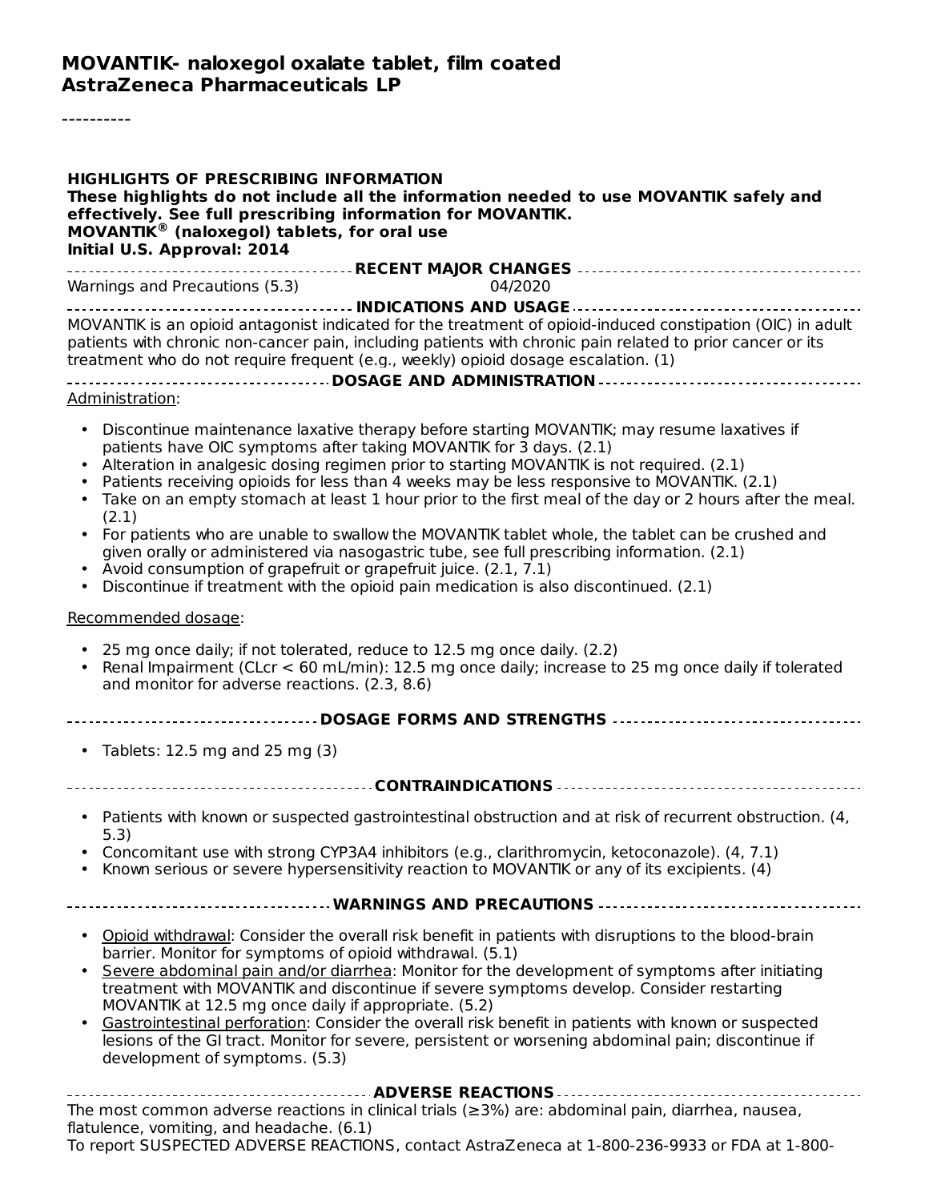# MOVANTIK- naloxegol oxalate tablet, film coated
## AstraZeneca Pharmaceuticals LP

----------

**HIGHLIGHTS OF PRESCRIBING INFORMATION**
**These highlights do not include all the information needed to use MOVANTIK safely and effectively. See full prescribing information for MOVANTIK.**
**MOVANTIK® (naloxegol) tablets, for oral use**
**Initial U.S. Approval: 2014**

**RECENT MAJOR CHANGES**

| | |
|---|---|
| Warnings and Precautions (5.3) | 04/2020 |

**INDICATIONS AND USAGE**

MOVANTIK is an opioid antagonist indicated for the treatment of opioid-induced constipation (OIC) in adult patients with chronic non-cancer pain, including patients with chronic pain related to prior cancer or its treatment who do not require frequent (e.g., weekly) opioid dosage escalation. (1)

**DOSAGE AND ADMINISTRATION**

Administration:

- Discontinue maintenance laxative therapy before starting MOVANTIK; may resume laxatives if patients have OIC symptoms after taking MOVANTIK for 3 days. (2.1)
- Alteration in analgesic dosing regimen prior to starting MOVANTIK is not required. (2.1)
- Patients receiving opioids for less than 4 weeks may be less responsive to MOVANTIK. (2.1)
- Take on an empty stomach at least 1 hour prior to the first meal of the day or 2 hours after the meal. (2.1)
- For patients who are unable to swallow the MOVANTIK tablet whole, the tablet can be crushed and given orally or administered via nasogastric tube, see full prescribing information. (2.1)
- Avoid consumption of grapefruit or grapefruit juice. (2.1, 7.1)
- Discontinue if treatment with the opioid pain medication is also discontinued. (2.1)

Recommended dosage:

- 25 mg once daily; if not tolerated, reduce to 12.5 mg once daily. (2.2)
- Renal Impairment (CLcr < 60 mL/min): 12.5 mg once daily; increase to 25 mg once daily if tolerated and monitor for adverse reactions. (2.3, 8.6)

**DOSAGE FORMS AND STRENGTHS**

- Tablets: 12.5 mg and 25 mg (3)

**CONTRAINDICATIONS**

- Patients with known or suspected gastrointestinal obstruction and at risk of recurrent obstruction. (4, 5.3)
- Concomitant use with strong CYP3A4 inhibitors (e.g., clarithromycin, ketoconazole). (4, 7.1)
- Known serious or severe hypersensitivity reaction to MOVANTIK or any of its excipients. (4)

**WARNINGS AND PRECAUTIONS**

- Opioid withdrawal: Consider the overall risk benefit in patients with disruptions to the blood-brain barrier. Monitor for symptoms of opioid withdrawal. (5.1)
- Severe abdominal pain and/or diarrhea: Monitor for the development of symptoms after initiating treatment with MOVANTIK and discontinue if severe symptoms develop. Consider restarting MOVANTIK at 12.5 mg once daily if appropriate. (5.2)
- Gastrointestinal perforation: Consider the overall risk benefit in patients with known or suspected lesions of the GI tract. Monitor for severe, persistent or worsening abdominal pain; discontinue if development of symptoms. (5.3)

**ADVERSE REACTIONS**

The most common adverse reactions in clinical trials (≥3%) are: abdominal pain, diarrhea, nausea, flatulence, vomiting, and headache. (6.1)
To report SUSPECTED ADVERSE REACTIONS, contact AstraZeneca at 1-800-236-9933 or FDA at 1-800-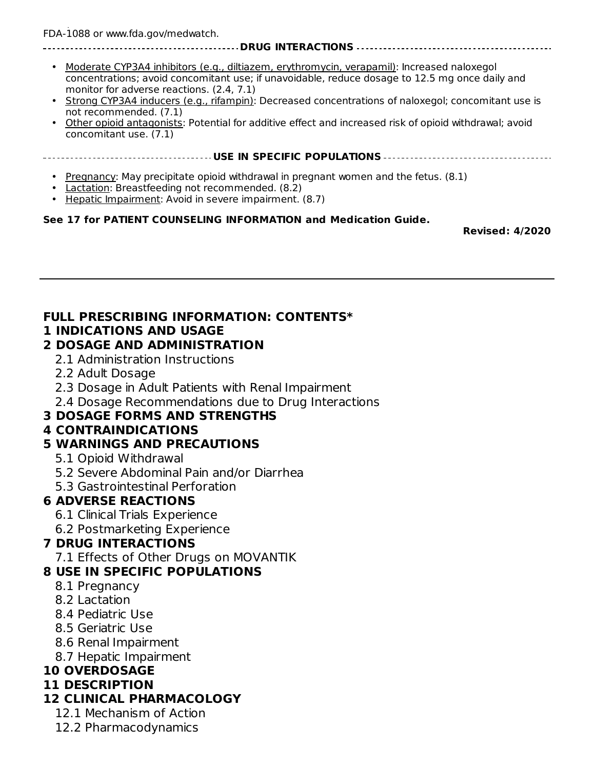FDA-1088 or www.fda.gov/medwatch.

**DRUG INTERACTIONS**

- Moderate CYP3A4 inhibitors (e.g., diltiazem, erythromycin, verapamil): Increased naloxegol concentrations; avoid concomitant use; if unavoidable, reduce dosage to 12.5 mg once daily and monitor for adverse reactions. (2.4, 7.1)
- Strong CYP3A4 inducers (e.g., rifampin): Decreased concentrations of naloxegol; concomitant use is not recommended. (7.1)
- Other opioid antagonists: Potential for additive effect and increased risk of opioid withdrawal; avoid concomitant use. (7.1)

**USE IN SPECIFIC POPULATIONS**

- Pregnancy: May precipitate opioid withdrawal in pregnant women and the fetus. (8.1)
- Lactation: Breastfeeding not recommended. (8.2)
- Hepatic Impairment: Avoid in severe impairment. (8.7)

**See 17 for PATIENT COUNSELING INFORMATION and Medication Guide.**

**Revised: 4/2020**

---

## FULL PRESCRIBING INFORMATION: CONTENTS*

**1 INDICATIONS AND USAGE**

**2 DOSAGE AND ADMINISTRATION**

- 2.1 Administration Instructions
- 2.2 Adult Dosage
- 2.3 Dosage in Adult Patients with Renal Impairment
- 2.4 Dosage Recommendations due to Drug Interactions

**3 DOSAGE FORMS AND STRENGTHS**

**4 CONTRAINDICATIONS**

**5 WARNINGS AND PRECAUTIONS**

- 5.1 Opioid Withdrawal
- 5.2 Severe Abdominal Pain and/or Diarrhea
- 5.3 Gastrointestinal Perforation

**6 ADVERSE REACTIONS**

- 6.1 Clinical Trials Experience
- 6.2 Postmarketing Experience

**7 DRUG INTERACTIONS**

- 7.1 Effects of Other Drugs on MOVANTIK

**8 USE IN SPECIFIC POPULATIONS**

- 8.1 Pregnancy
- 8.2 Lactation
- 8.4 Pediatric Use
- 8.5 Geriatric Use
- 8.6 Renal Impairment
- 8.7 Hepatic Impairment

**10 OVERDOSAGE**

**11 DESCRIPTION**

**12 CLINICAL PHARMACOLOGY**

- 12.1 Mechanism of Action
- 12.2 Pharmacodynamics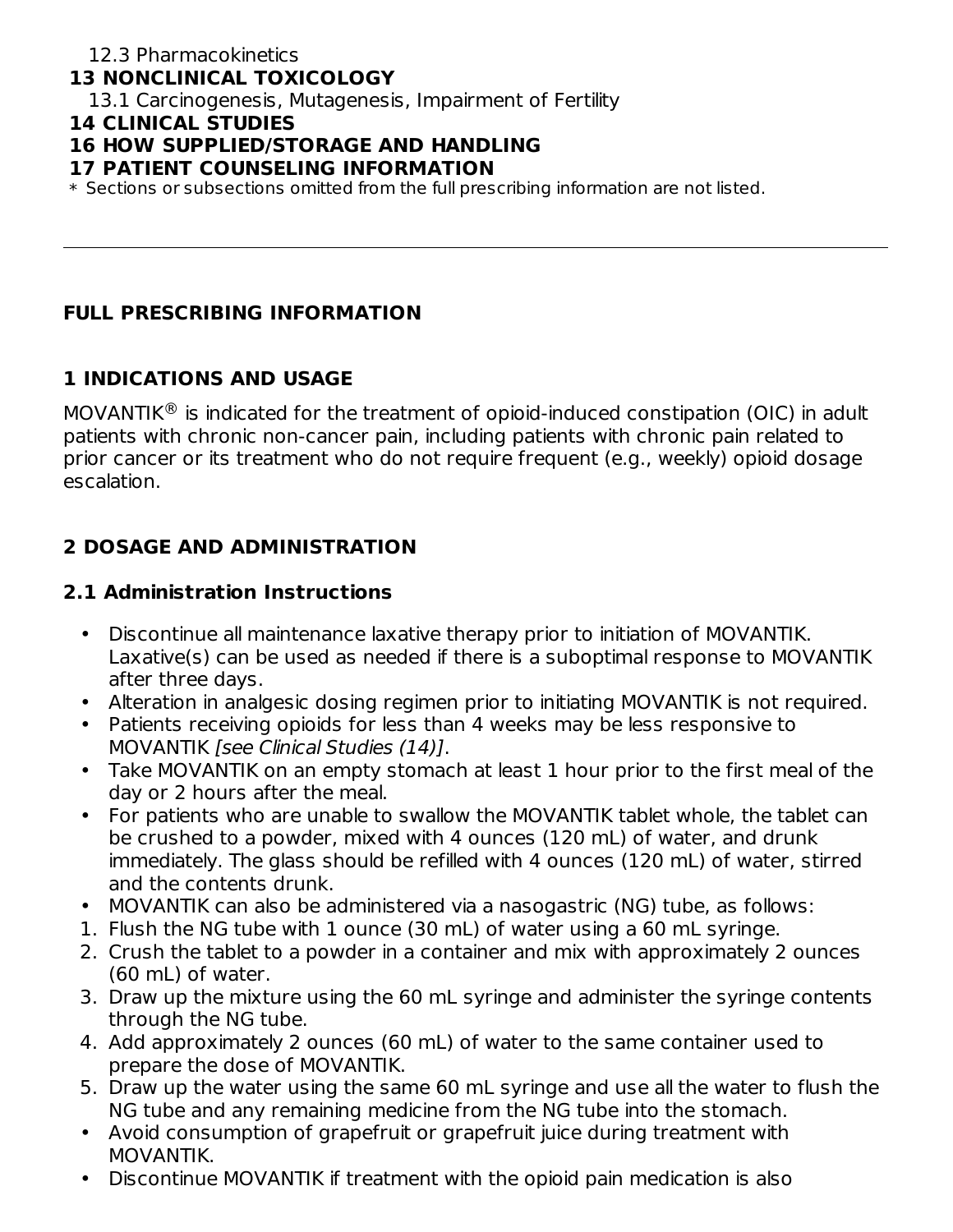12.3 Pharmacokinetics

**13 NONCLINICAL TOXICOLOGY**

13.1 Carcinogenesis, Mutagenesis, Impairment of Fertility

**14 CLINICAL STUDIES**

**16 HOW SUPPLIED/STORAGE AND HANDLING**

**17 PATIENT COUNSELING INFORMATION**

* Sections or subsections omitted from the full prescribing information are not listed.

---

## FULL PRESCRIBING INFORMATION

## 1 INDICATIONS AND USAGE

MOVANTIK® is indicated for the treatment of opioid-induced constipation (OIC) in adult patients with chronic non-cancer pain, including patients with chronic pain related to prior cancer or its treatment who do not require frequent (e.g., weekly) opioid dosage escalation.

## 2 DOSAGE AND ADMINISTRATION

### 2.1 Administration Instructions

- Discontinue all maintenance laxative therapy prior to initiation of MOVANTIK. Laxative(s) can be used as needed if there is a suboptimal response to MOVANTIK after three days.
- Alteration in analgesic dosing regimen prior to initiating MOVANTIK is not required.
- Patients receiving opioids for less than 4 weeks may be less responsive to MOVANTIK *[see Clinical Studies (14)]*.
- Take MOVANTIK on an empty stomach at least 1 hour prior to the first meal of the day or 2 hours after the meal.
- For patients who are unable to swallow the MOVANTIK tablet whole, the tablet can be crushed to a powder, mixed with 4 ounces (120 mL) of water, and drunk immediately. The glass should be refilled with 4 ounces (120 mL) of water, stirred and the contents drunk.
- MOVANTIK can also be administered via a nasogastric (NG) tube, as follows:

1. Flush the NG tube with 1 ounce (30 mL) of water using a 60 mL syringe.
2. Crush the tablet to a powder in a container and mix with approximately 2 ounces (60 mL) of water.
3. Draw up the mixture using the 60 mL syringe and administer the syringe contents through the NG tube.
4. Add approximately 2 ounces (60 mL) of water to the same container used to prepare the dose of MOVANTIK.
5. Draw up the water using the same 60 mL syringe and use all the water to flush the NG tube and any remaining medicine from the NG tube into the stomach.

- Avoid consumption of grapefruit or grapefruit juice during treatment with MOVANTIK.
- Discontinue MOVANTIK if treatment with the opioid pain medication is also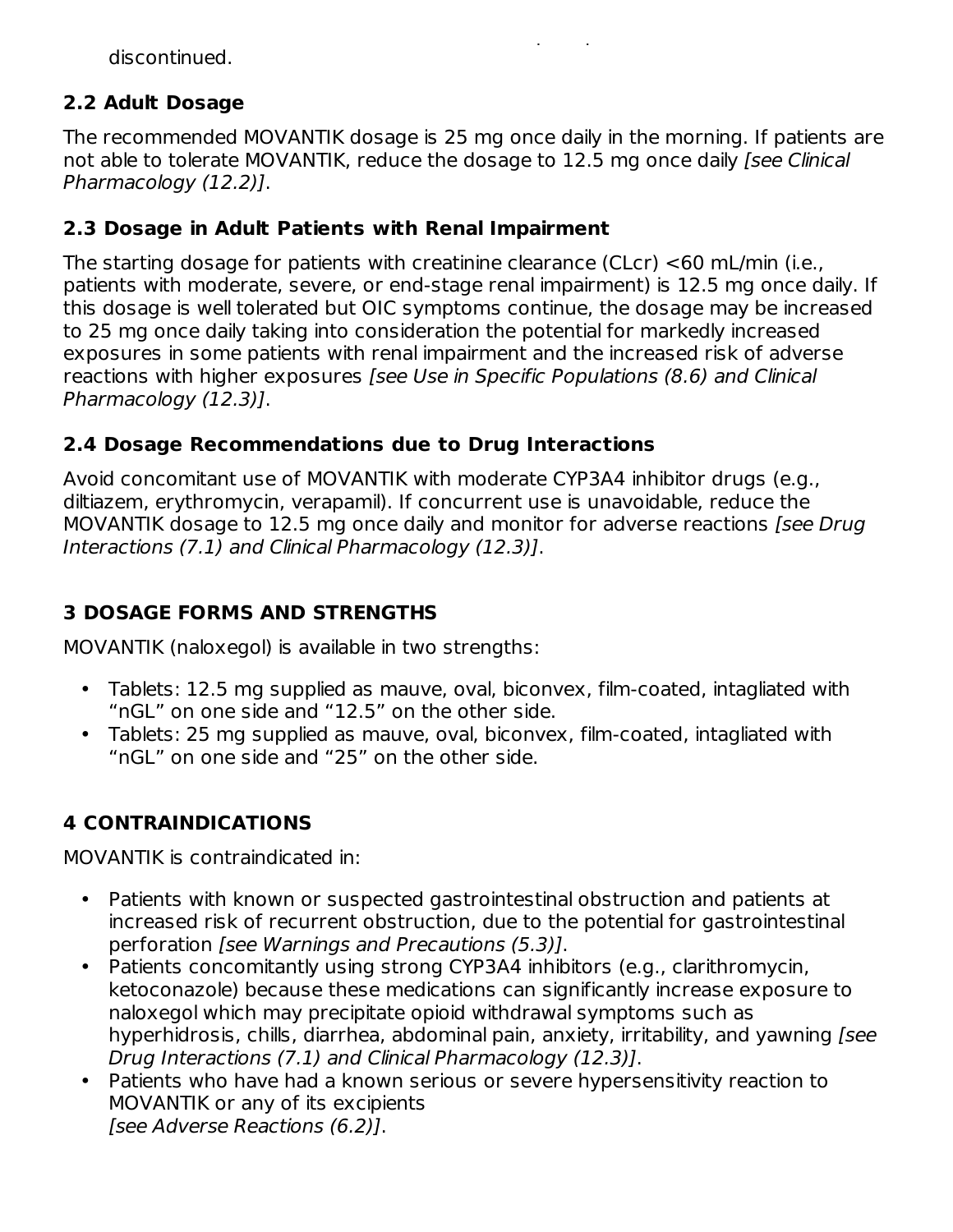discontinued.

### 2.2 Adult Dosage

The recommended MOVANTIK dosage is 25 mg once daily in the morning. If patients are not able to tolerate MOVANTIK, reduce the dosage to 12.5 mg once daily *[see Clinical Pharmacology (12.2)]*.

### 2.3 Dosage in Adult Patients with Renal Impairment

The starting dosage for patients with creatinine clearance (CLcr) <60 mL/min (i.e., patients with moderate, severe, or end-stage renal impairment) is 12.5 mg once daily. If this dosage is well tolerated but OIC symptoms continue, the dosage may be increased to 25 mg once daily taking into consideration the potential for markedly increased exposures in some patients with renal impairment and the increased risk of adverse reactions with higher exposures *[see Use in Specific Populations (8.6) and Clinical Pharmacology (12.3)]*.

### 2.4 Dosage Recommendations due to Drug Interactions

Avoid concomitant use of MOVANTIK with moderate CYP3A4 inhibitor drugs (e.g., diltiazem, erythromycin, verapamil). If concurrent use is unavoidable, reduce the MOVANTIK dosage to 12.5 mg once daily and monitor for adverse reactions *[see Drug Interactions (7.1) and Clinical Pharmacology (12.3)]*.

## 3 DOSAGE FORMS AND STRENGTHS

MOVANTIK (naloxegol) is available in two strengths:

- Tablets: 12.5 mg supplied as mauve, oval, biconvex, film-coated, intagliated with "nGL" on one side and "12.5" on the other side.
- Tablets: 25 mg supplied as mauve, oval, biconvex, film-coated, intagliated with "nGL" on one side and "25" on the other side.

## 4 CONTRAINDICATIONS

MOVANTIK is contraindicated in:

- Patients with known or suspected gastrointestinal obstruction and patients at increased risk of recurrent obstruction, due to the potential for gastrointestinal perforation *[see Warnings and Precautions (5.3)]*.
- Patients concomitantly using strong CYP3A4 inhibitors (e.g., clarithromycin, ketoconazole) because these medications can significantly increase exposure to naloxegol which may precipitate opioid withdrawal symptoms such as hyperhidrosis, chills, diarrhea, abdominal pain, anxiety, irritability, and yawning *[see Drug Interactions (7.1) and Clinical Pharmacology (12.3)]*.
- Patients who have had a known serious or severe hypersensitivity reaction to MOVANTIK or any of its excipients *[see Adverse Reactions (6.2)]*.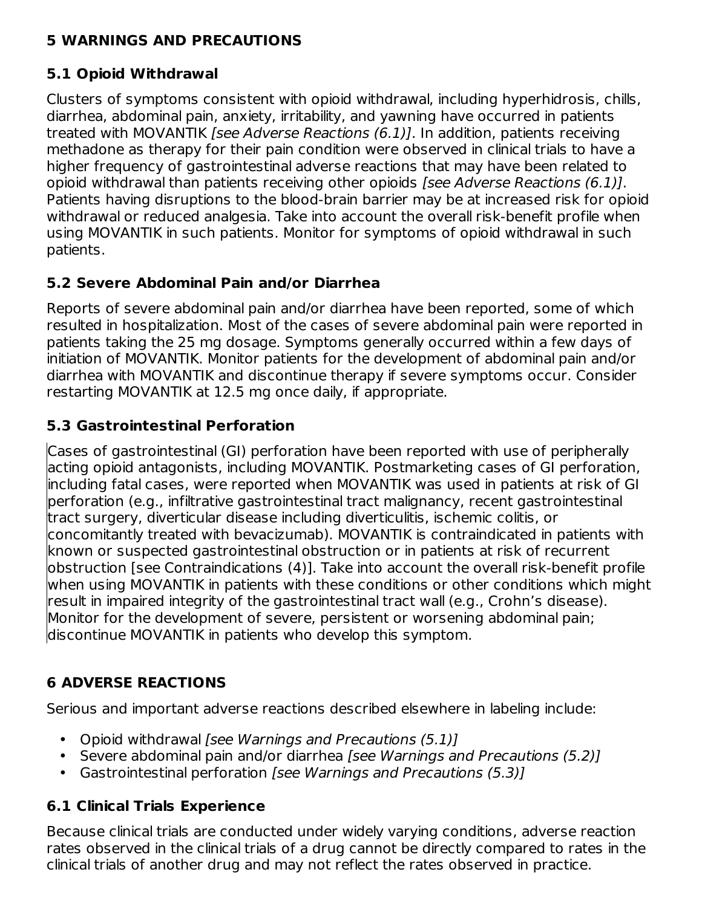## 5 WARNINGS AND PRECAUTIONS

### 5.1 Opioid Withdrawal

Clusters of symptoms consistent with opioid withdrawal, including hyperhidrosis, chills, diarrhea, abdominal pain, anxiety, irritability, and yawning have occurred in patients treated with MOVANTIK *[see Adverse Reactions (6.1)]*. In addition, patients receiving methadone as therapy for their pain condition were observed in clinical trials to have a higher frequency of gastrointestinal adverse reactions that may have been related to opioid withdrawal than patients receiving other opioids *[see Adverse Reactions (6.1)]*. Patients having disruptions to the blood-brain barrier may be at increased risk for opioid withdrawal or reduced analgesia. Take into account the overall risk-benefit profile when using MOVANTIK in such patients. Monitor for symptoms of opioid withdrawal in such patients.

### 5.2 Severe Abdominal Pain and/or Diarrhea

Reports of severe abdominal pain and/or diarrhea have been reported, some of which resulted in hospitalization. Most of the cases of severe abdominal pain were reported in patients taking the 25 mg dosage. Symptoms generally occurred within a few days of initiation of MOVANTIK. Monitor patients for the development of abdominal pain and/or diarrhea with MOVANTIK and discontinue therapy if severe symptoms occur. Consider restarting MOVANTIK at 12.5 mg once daily, if appropriate.

### 5.3 Gastrointestinal Perforation

Cases of gastrointestinal (GI) perforation have been reported with use of peripherally acting opioid antagonists, including MOVANTIK. Postmarketing cases of GI perforation, including fatal cases, were reported when MOVANTIK was used in patients at risk of GI perforation (e.g., infiltrative gastrointestinal tract malignancy, recent gastrointestinal tract surgery, diverticular disease including diverticulitis, ischemic colitis, or concomitantly treated with bevacizumab). MOVANTIK is contraindicated in patients with known or suspected gastrointestinal obstruction or in patients at risk of recurrent obstruction [see Contraindications (4)]. Take into account the overall risk-benefit profile when using MOVANTIK in patients with these conditions or other conditions which might result in impaired integrity of the gastrointestinal tract wall (e.g., Crohn's disease). Monitor for the development of severe, persistent or worsening abdominal pain; discontinue MOVANTIK in patients who develop this symptom.

## 6 ADVERSE REACTIONS

Serious and important adverse reactions described elsewhere in labeling include:

- Opioid withdrawal *[see Warnings and Precautions (5.1)]*
- Severe abdominal pain and/or diarrhea *[see Warnings and Precautions (5.2)]*
- Gastrointestinal perforation *[see Warnings and Precautions (5.3)]*

### 6.1 Clinical Trials Experience

Because clinical trials are conducted under widely varying conditions, adverse reaction rates observed in the clinical trials of a drug cannot be directly compared to rates in the clinical trials of another drug and may not reflect the rates observed in practice.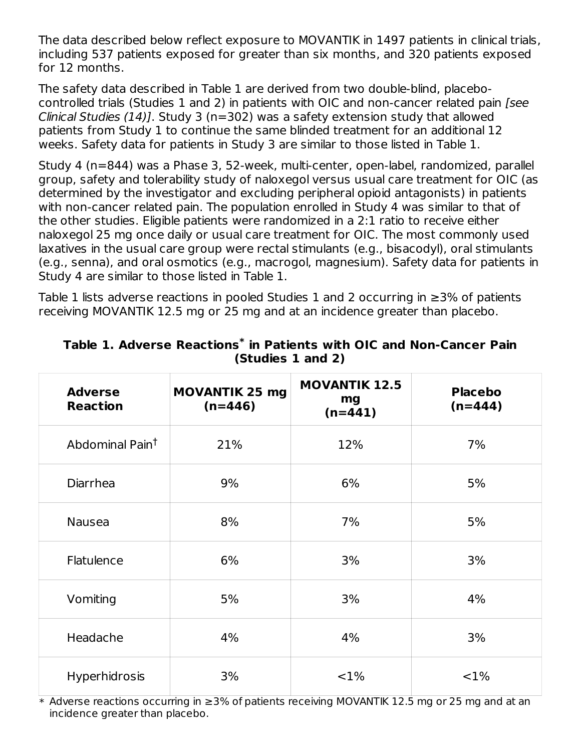The data described below reflect exposure to MOVANTIK in 1497 patients in clinical trials, including 537 patients exposed for greater than six months, and 320 patients exposed for 12 months.

The safety data described in Table 1 are derived from two double-blind, placebo-controlled trials (Studies 1 and 2) in patients with OIC and non-cancer related pain *[see Clinical Studies (14)]*. Study 3 (n=302) was a safety extension study that allowed patients from Study 1 to continue the same blinded treatment for an additional 12 weeks. Safety data for patients in Study 3 are similar to those listed in Table 1.

Study 4 (n=844) was a Phase 3, 52-week, multi-center, open-label, randomized, parallel group, safety and tolerability study of naloxegol versus usual care treatment for OIC (as determined by the investigator and excluding peripheral opioid antagonists) in patients with non-cancer related pain. The population enrolled in Study 4 was similar to that of the other studies. Eligible patients were randomized in a 2:1 ratio to receive either naloxegol 25 mg once daily or usual care treatment for OIC. The most commonly used laxatives in the usual care group were rectal stimulants (e.g., bisacodyl), oral stimulants (e.g., senna), and oral osmotics (e.g., macrogol, magnesium). Safety data for patients in Study 4 are similar to those listed in Table 1.

Table 1 lists adverse reactions in pooled Studies 1 and 2 occurring in ≥3% of patients receiving MOVANTIK 12.5 mg or 25 mg and at an incidence greater than placebo.

**Table 1. Adverse Reactions* in Patients with OIC and Non-Cancer Pain (Studies 1 and 2)**

| Adverse Reaction | MOVANTIK 25 mg (n=446) | MOVANTIK 12.5 mg (n=441) | Placebo (n=444) |
|---|---|---|---|
| Abdominal Pain† | 21% | 12% | 7% |
| Diarrhea | 9% | 6% | 5% |
| Nausea | 8% | 7% | 5% |
| Flatulence | 6% | 3% | 3% |
| Vomiting | 5% | 3% | 4% |
| Headache | 4% | 4% | 3% |
| Hyperhidrosis | 3% | <1% | <1% |

* Adverse reactions occurring in ≥3% of patients receiving MOVANTIK 12.5 mg or 25 mg and at an incidence greater than placebo.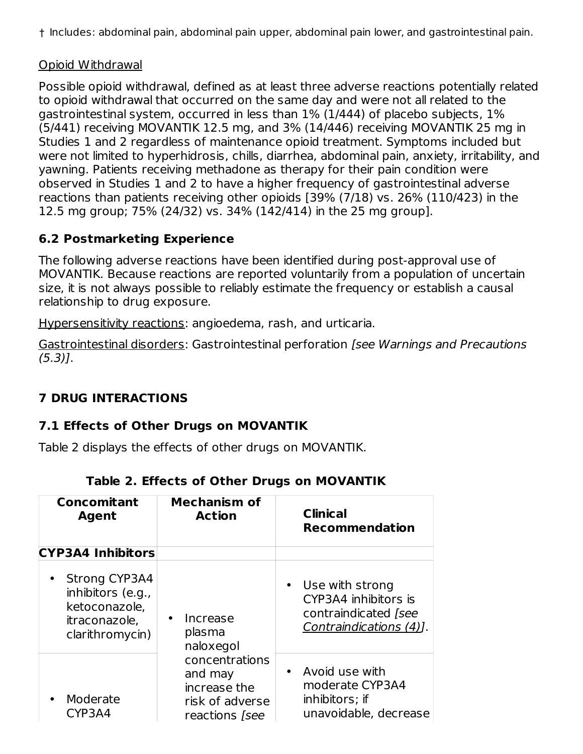† Includes: abdominal pain, abdominal pain upper, abdominal pain lower, and gastrointestinal pain.

Opioid Withdrawal

Possible opioid withdrawal, defined as at least three adverse reactions potentially related to opioid withdrawal that occurred on the same day and were not all related to the gastrointestinal system, occurred in less than 1% (1/444) of placebo subjects, 1% (5/441) receiving MOVANTIK 12.5 mg, and 3% (14/446) receiving MOVANTIK 25 mg in Studies 1 and 2 regardless of maintenance opioid treatment. Symptoms included but were not limited to hyperhidrosis, chills, diarrhea, abdominal pain, anxiety, irritability, and yawning. Patients receiving methadone as therapy for their pain condition were observed in Studies 1 and 2 to have a higher frequency of gastrointestinal adverse reactions than patients receiving other opioids [39% (7/18) vs. 26% (110/423) in the 12.5 mg group; 75% (24/32) vs. 34% (142/414) in the 25 mg group].

### 6.2 Postmarketing Experience

The following adverse reactions have been identified during post-approval use of MOVANTIK. Because reactions are reported voluntarily from a population of uncertain size, it is not always possible to reliably estimate the frequency or establish a causal relationship to drug exposure.

Hypersensitivity reactions: angioedema, rash, and urticaria.

Gastrointestinal disorders: Gastrointestinal perforation *[see Warnings and Precautions (5.3)]*.

## 7 DRUG INTERACTIONS

### 7.1 Effects of Other Drugs on MOVANTIK

Table 2 displays the effects of other drugs on MOVANTIK.

**Table 2. Effects of Other Drugs on MOVANTIK**

| Concomitant Agent | Mechanism of Action | Clinical Recommendation |
|---|---|---|
| **CYP3A4 Inhibitors** | | |
| • Strong CYP3A4 inhibitors (e.g., ketoconazole, itraconazole, clarithromycin) | • Increase plasma naloxegol concentrations and may increase the risk of adverse reactions *[see* | • Use with strong CYP3A4 inhibitors is contraindicated *[see Contraindications (4)]*. |
| • Moderate CYP3A4 | | • Avoid use with moderate CYP3A4 inhibitors; if unavoidable, decrease |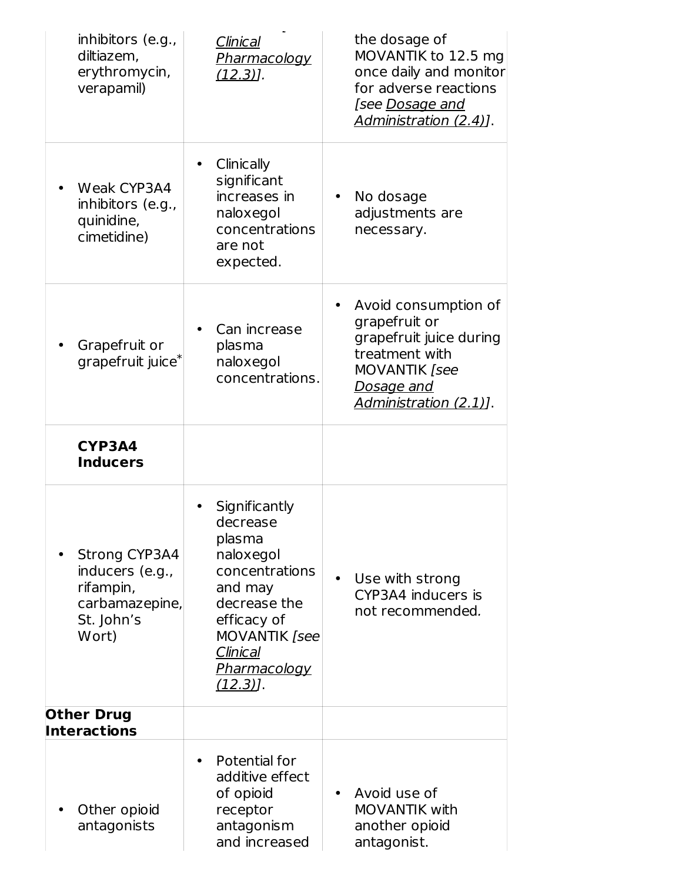| | | |
|---|---|---|
| inhibitors (e.g., diltiazem, erythromycin, verapamil) | *Clinical Pharmacology (12.3)]*. | the dosage of MOVANTIK to 12.5 mg once daily and monitor for adverse reactions *[see Dosage and Administration (2.4)]*. |
| • Weak CYP3A4 inhibitors (e.g., quinidine, cimetidine) | • Clinically significant increases in naloxegol concentrations are not expected. | • No dosage adjustments are necessary. |
| • Grapefruit or grapefruit juice* | • Can increase plasma naloxegol concentrations. | • Avoid consumption of grapefruit or grapefruit juice during treatment with MOVANTIK *[see Dosage and Administration (2.1)]*. |
| **CYP3A4 Inducers** | | |
| • Strong CYP3A4 inducers (e.g., rifampin, carbamazepine, St. John's Wort) | • Significantly decrease plasma naloxegol concentrations and may decrease the efficacy of MOVANTIK *[see Clinical Pharmacology (12.3)]*. | • Use with strong CYP3A4 inducers is not recommended. |
| **Other Drug Interactions** | | |
| • Other opioid antagonists | • Potential for additive effect of opioid receptor antagonism and increased | • Avoid use of MOVANTIK with another opioid antagonist. |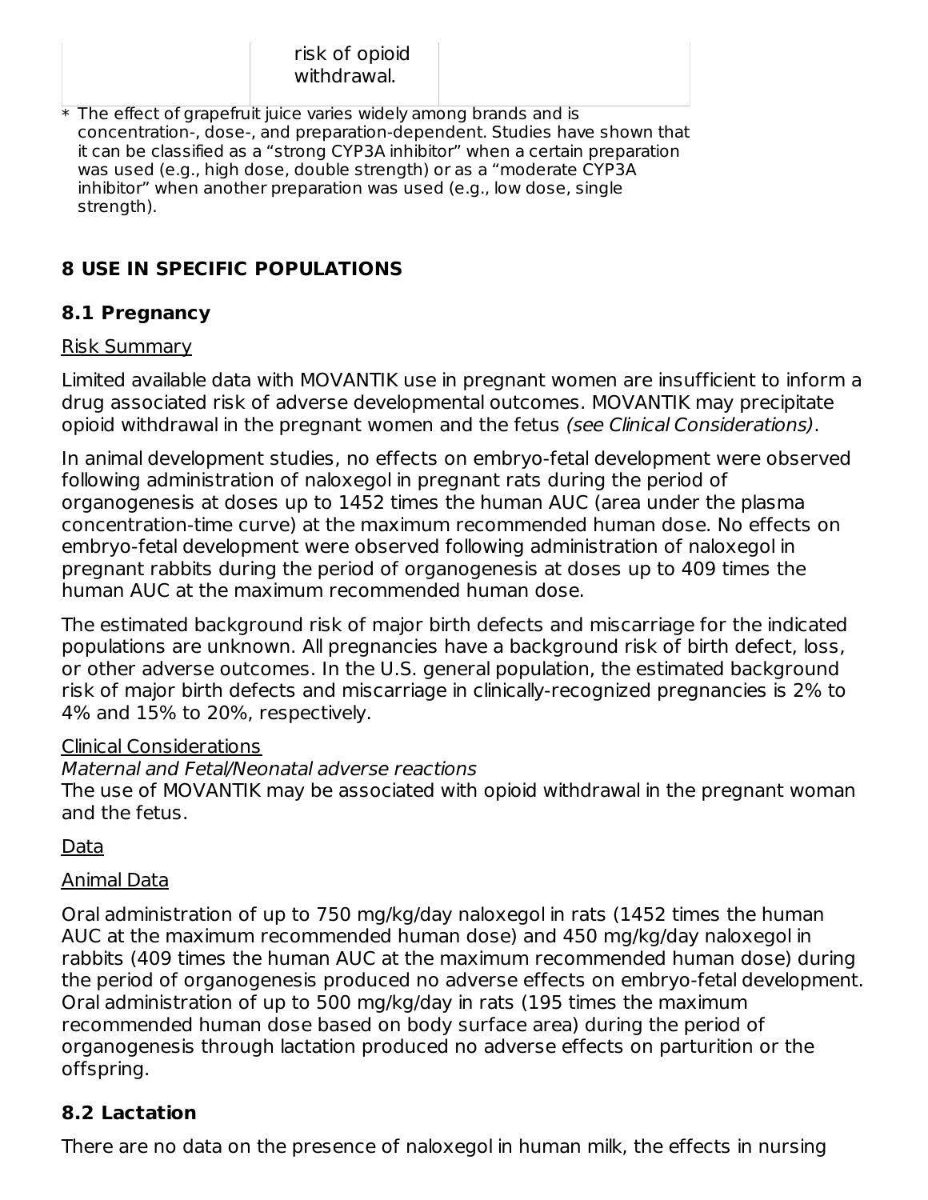| | risk of opioid withdrawal. | |
|---|---|---|

* The effect of grapefruit juice varies widely among brands and is concentration-, dose-, and preparation-dependent. Studies have shown that it can be classified as a "strong CYP3A inhibitor" when a certain preparation was used (e.g., high dose, double strength) or as a "moderate CYP3A inhibitor" when another preparation was used (e.g., low dose, single strength).

## 8 USE IN SPECIFIC POPULATIONS

### 8.1 Pregnancy

Risk Summary

Limited available data with MOVANTIK use in pregnant women are insufficient to inform a drug associated risk of adverse developmental outcomes. MOVANTIK may precipitate opioid withdrawal in the pregnant women and the fetus *(see Clinical Considerations)*.

In animal development studies, no effects on embryo-fetal development were observed following administration of naloxegol in pregnant rats during the period of organogenesis at doses up to 1452 times the human AUC (area under the plasma concentration-time curve) at the maximum recommended human dose. No effects on embryo-fetal development were observed following administration of naloxegol in pregnant rabbits during the period of organogenesis at doses up to 409 times the human AUC at the maximum recommended human dose.

The estimated background risk of major birth defects and miscarriage for the indicated populations are unknown. All pregnancies have a background risk of birth defect, loss, or other adverse outcomes. In the U.S. general population, the estimated background risk of major birth defects and miscarriage in clinically-recognized pregnancies is 2% to 4% and 15% to 20%, respectively.

Clinical Considerations

*Maternal and Fetal/Neonatal adverse reactions*

The use of MOVANTIK may be associated with opioid withdrawal in the pregnant woman and the fetus.

Data

Animal Data

Oral administration of up to 750 mg/kg/day naloxegol in rats (1452 times the human AUC at the maximum recommended human dose) and 450 mg/kg/day naloxegol in rabbits (409 times the human AUC at the maximum recommended human dose) during the period of organogenesis produced no adverse effects on embryo-fetal development. Oral administration of up to 500 mg/kg/day in rats (195 times the maximum recommended human dose based on body surface area) during the period of organogenesis through lactation produced no adverse effects on parturition or the offspring.

### 8.2 Lactation

There are no data on the presence of naloxegol in human milk, the effects in nursing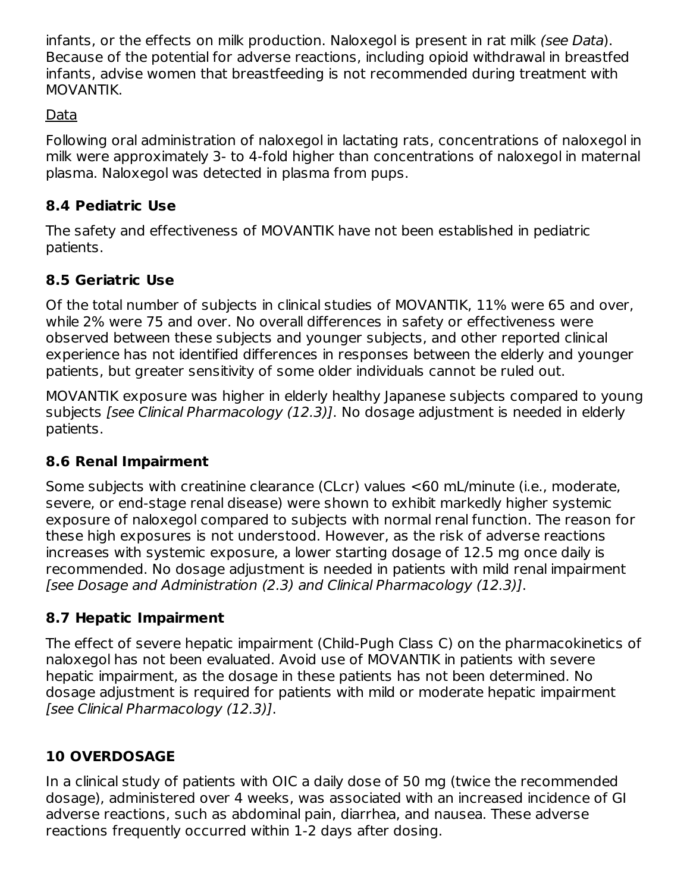infants, or the effects on milk production. Naloxegol is present in rat milk *(see Data)*. Because of the potential for adverse reactions, including opioid withdrawal in breastfed infants, advise women that breastfeeding is not recommended during treatment with MOVANTIK.

Data

Following oral administration of naloxegol in lactating rats, concentrations of naloxegol in milk were approximately 3- to 4-fold higher than concentrations of naloxegol in maternal plasma. Naloxegol was detected in plasma from pups.

### 8.4 Pediatric Use

The safety and effectiveness of MOVANTIK have not been established in pediatric patients.

### 8.5 Geriatric Use

Of the total number of subjects in clinical studies of MOVANTIK, 11% were 65 and over, while 2% were 75 and over. No overall differences in safety or effectiveness were observed between these subjects and younger subjects, and other reported clinical experience has not identified differences in responses between the elderly and younger patients, but greater sensitivity of some older individuals cannot be ruled out.

MOVANTIK exposure was higher in elderly healthy Japanese subjects compared to young subjects *[see Clinical Pharmacology (12.3)]*. No dosage adjustment is needed in elderly patients.

### 8.6 Renal Impairment

Some subjects with creatinine clearance (CLcr) values <60 mL/minute (i.e., moderate, severe, or end-stage renal disease) were shown to exhibit markedly higher systemic exposure of naloxegol compared to subjects with normal renal function. The reason for these high exposures is not understood. However, as the risk of adverse reactions increases with systemic exposure, a lower starting dosage of 12.5 mg once daily is recommended. No dosage adjustment is needed in patients with mild renal impairment *[see Dosage and Administration (2.3) and Clinical Pharmacology (12.3)]*.

### 8.7 Hepatic Impairment

The effect of severe hepatic impairment (Child-Pugh Class C) on the pharmacokinetics of naloxegol has not been evaluated. Avoid use of MOVANTIK in patients with severe hepatic impairment, as the dosage in these patients has not been determined. No dosage adjustment is required for patients with mild or moderate hepatic impairment *[see Clinical Pharmacology (12.3)]*.

## 10 OVERDOSAGE

In a clinical study of patients with OIC a daily dose of 50 mg (twice the recommended dosage), administered over 4 weeks, was associated with an increased incidence of GI adverse reactions, such as abdominal pain, diarrhea, and nausea. These adverse reactions frequently occurred within 1-2 days after dosing.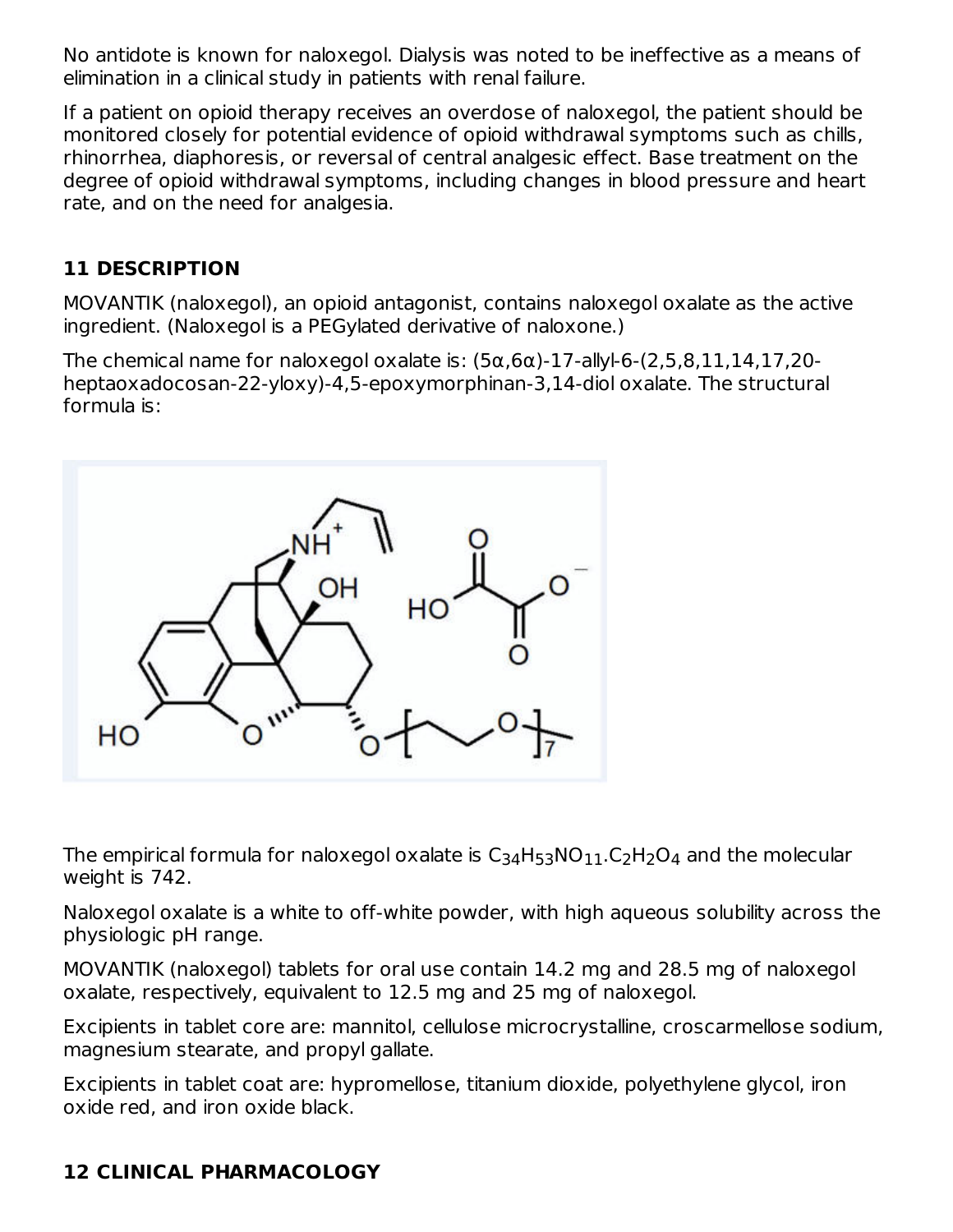No antidote is known for naloxegol. Dialysis was noted to be ineffective as a means of elimination in a clinical study in patients with renal failure.

If a patient on opioid therapy receives an overdose of naloxegol, the patient should be monitored closely for potential evidence of opioid withdrawal symptoms such as chills, rhinorrhea, diaphoresis, or reversal of central analgesic effect. Base treatment on the degree of opioid withdrawal symptoms, including changes in blood pressure and heart rate, and on the need for analgesia.

## 11 DESCRIPTION

MOVANTIK (naloxegol), an opioid antagonist, contains naloxegol oxalate as the active ingredient. (Naloxegol is a PEGylated derivative of naloxone.)

The chemical name for naloxegol oxalate is: (5α,6α)-17-allyl-6-(2,5,8,11,14,17,20-heptaoxadocosan-22-yloxy)-4,5-epoxymorphinan-3,14-diol oxalate. The structural formula is:

The empirical formula for naloxegol oxalate is $C_{34}H_{53}NO_{11}.C_2H_2O_4$ and the molecular weight is 742.

Naloxegol oxalate is a white to off-white powder, with high aqueous solubility across the physiologic pH range.

MOVANTIK (naloxegol) tablets for oral use contain 14.2 mg and 28.5 mg of naloxegol oxalate, respectively, equivalent to 12.5 mg and 25 mg of naloxegol.

Excipients in tablet core are: mannitol, cellulose microcrystalline, croscarmellose sodium, magnesium stearate, and propyl gallate.

Excipients in tablet coat are: hypromellose, titanium dioxide, polyethylene glycol, iron oxide red, and iron oxide black.

## 12 CLINICAL PHARMACOLOGY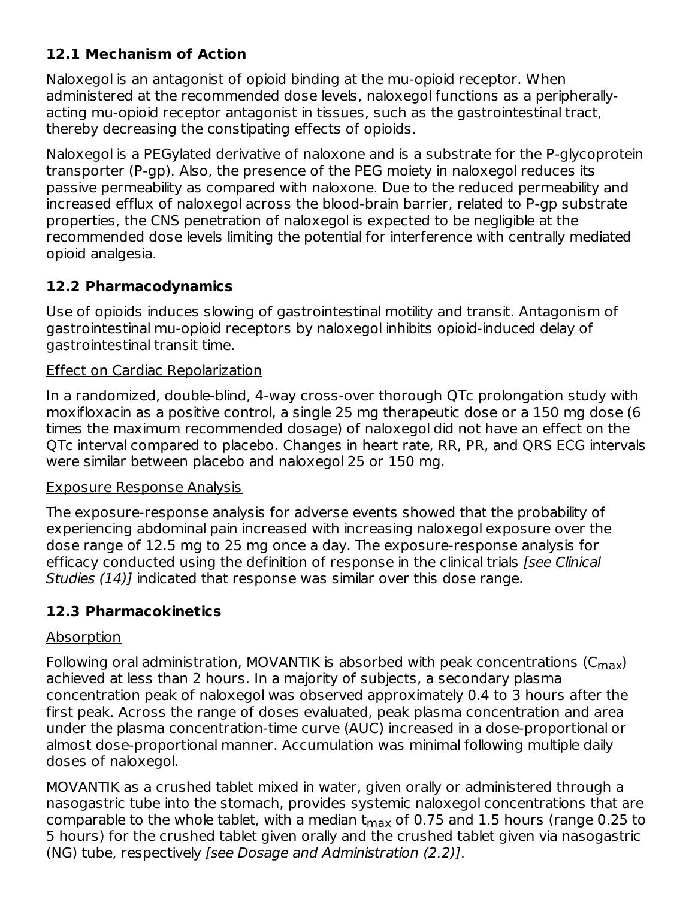### 12.1 Mechanism of Action

Naloxegol is an antagonist of opioid binding at the mu-opioid receptor. When administered at the recommended dose levels, naloxegol functions as a peripherally-acting mu-opioid receptor antagonist in tissues, such as the gastrointestinal tract, thereby decreasing the constipating effects of opioids.

Naloxegol is a PEGylated derivative of naloxone and is a substrate for the P-glycoprotein transporter (P-gp). Also, the presence of the PEG moiety in naloxegol reduces its passive permeability as compared with naloxone. Due to the reduced permeability and increased efflux of naloxegol across the blood-brain barrier, related to P-gp substrate properties, the CNS penetration of naloxegol is expected to be negligible at the recommended dose levels limiting the potential for interference with centrally mediated opioid analgesia.

### 12.2 Pharmacodynamics

Use of opioids induces slowing of gastrointestinal motility and transit. Antagonism of gastrointestinal mu-opioid receptors by naloxegol inhibits opioid-induced delay of gastrointestinal transit time.

Effect on Cardiac Repolarization

In a randomized, double-blind, 4-way cross-over thorough QTc prolongation study with moxifloxacin as a positive control, a single 25 mg therapeutic dose or a 150 mg dose (6 times the maximum recommended dosage) of naloxegol did not have an effect on the QTc interval compared to placebo. Changes in heart rate, RR, PR, and QRS ECG intervals were similar between placebo and naloxegol 25 or 150 mg.

Exposure Response Analysis

The exposure-response analysis for adverse events showed that the probability of experiencing abdominal pain increased with increasing naloxegol exposure over the dose range of 12.5 mg to 25 mg once a day. The exposure-response analysis for efficacy conducted using the definition of response in the clinical trials *[see Clinical Studies (14)]* indicated that response was similar over this dose range.

### 12.3 Pharmacokinetics

Absorption

Following oral administration, MOVANTIK is absorbed with peak concentrations ($C_{max}$) achieved at less than 2 hours. In a majority of subjects, a secondary plasma concentration peak of naloxegol was observed approximately 0.4 to 3 hours after the first peak. Across the range of doses evaluated, peak plasma concentration and area under the plasma concentration-time curve (AUC) increased in a dose-proportional or almost dose-proportional manner. Accumulation was minimal following multiple daily doses of naloxegol.

MOVANTIK as a crushed tablet mixed in water, given orally or administered through a nasogastric tube into the stomach, provides systemic naloxegol concentrations that are comparable to the whole tablet, with a median $t_{max}$ of 0.75 and 1.5 hours (range 0.25 to 5 hours) for the crushed tablet given orally and the crushed tablet given via nasogastric (NG) tube, respectively *[see Dosage and Administration (2.2)]*.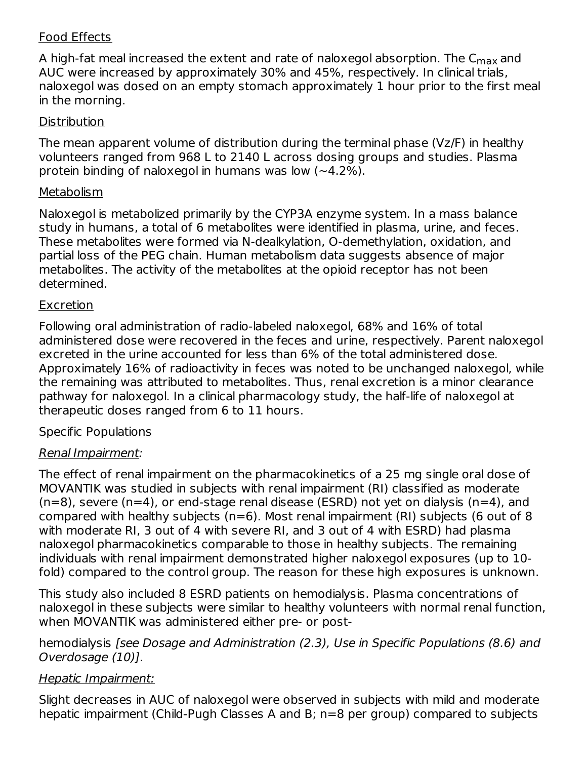Food Effects

A high-fat meal increased the extent and rate of naloxegol absorption. The $C_{max}$ and AUC were increased by approximately 30% and 45%, respectively. In clinical trials, naloxegol was dosed on an empty stomach approximately 1 hour prior to the first meal in the morning.

Distribution

The mean apparent volume of distribution during the terminal phase (Vz/F) in healthy volunteers ranged from 968 L to 2140 L across dosing groups and studies. Plasma protein binding of naloxegol in humans was low (~4.2%).

Metabolism

Naloxegol is metabolized primarily by the CYP3A enzyme system. In a mass balance study in humans, a total of 6 metabolites were identified in plasma, urine, and feces. These metabolites were formed via N-dealkylation, O-demethylation, oxidation, and partial loss of the PEG chain. Human metabolism data suggests absence of major metabolites. The activity of the metabolites at the opioid receptor has not been determined.

Excretion

Following oral administration of radio-labeled naloxegol, 68% and 16% of total administered dose were recovered in the feces and urine, respectively. Parent naloxegol excreted in the urine accounted for less than 6% of the total administered dose. Approximately 16% of radioactivity in feces was noted to be unchanged naloxegol, while the remaining was attributed to metabolites. Thus, renal excretion is a minor clearance pathway for naloxegol. In a clinical pharmacology study, the half-life of naloxegol at therapeutic doses ranged from 6 to 11 hours.

Specific Populations

*Renal Impairment:*

The effect of renal impairment on the pharmacokinetics of a 25 mg single oral dose of MOVANTIK was studied in subjects with renal impairment (RI) classified as moderate (n=8), severe (n=4), or end-stage renal disease (ESRD) not yet on dialysis (n=4), and compared with healthy subjects (n=6). Most renal impairment (RI) subjects (6 out of 8 with moderate RI, 3 out of 4 with severe RI, and 3 out of 4 with ESRD) had plasma naloxegol pharmacokinetics comparable to those in healthy subjects. The remaining individuals with renal impairment demonstrated higher naloxegol exposures (up to 10-fold) compared to the control group. The reason for these high exposures is unknown.

This study also included 8 ESRD patients on hemodialysis. Plasma concentrations of naloxegol in these subjects were similar to healthy volunteers with normal renal function, when MOVANTIK was administered either pre- or post-hemodialysis *[see Dosage and Administration (2.3), Use in Specific Populations (8.6) and Overdosage (10)]*.

*Hepatic Impairment:*

Slight decreases in AUC of naloxegol were observed in subjects with mild and moderate hepatic impairment (Child-Pugh Classes A and B; n=8 per group) compared to subjects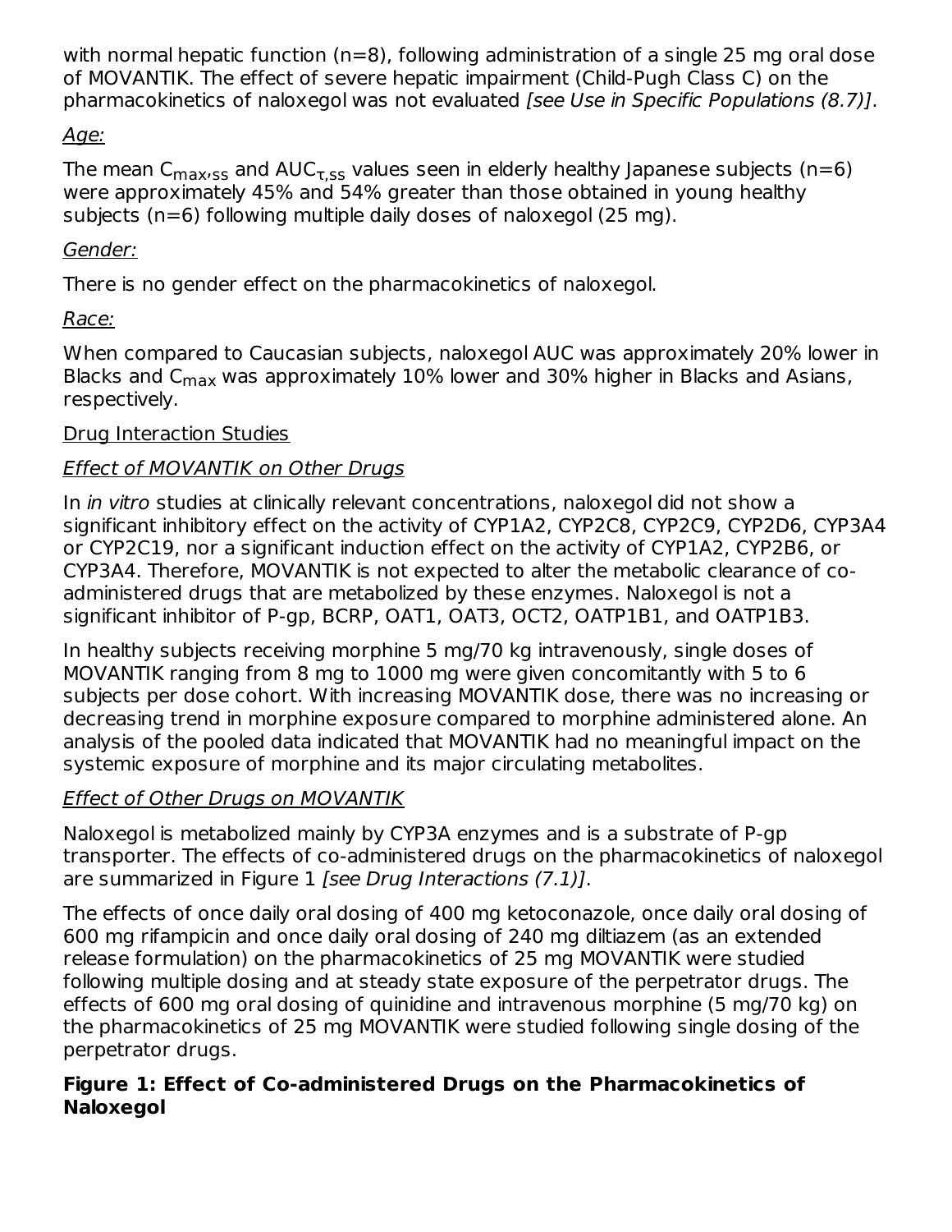with normal hepatic function (n=8), following administration of a single 25 mg oral dose of MOVANTIK. The effect of severe hepatic impairment (Child-Pugh Class C) on the pharmacokinetics of naloxegol was not evaluated *[see Use in Specific Populations (8.7)]*.

*Age:*

The mean $C_{max,ss}$ and $AUC_{\tau,ss}$ values seen in elderly healthy Japanese subjects (n=6) were approximately 45% and 54% greater than those obtained in young healthy subjects (n=6) following multiple daily doses of naloxegol (25 mg).

*Gender:*

There is no gender effect on the pharmacokinetics of naloxegol.

*Race:*

When compared to Caucasian subjects, naloxegol AUC was approximately 20% lower in Blacks and $C_{max}$ was approximately 10% lower and 30% higher in Blacks and Asians, respectively.

Drug Interaction Studies

*Effect of MOVANTIK on Other Drugs*

In *in vitro* studies at clinically relevant concentrations, naloxegol did not show a significant inhibitory effect on the activity of CYP1A2, CYP2C8, CYP2C9, CYP2D6, CYP3A4 or CYP2C19, nor a significant induction effect on the activity of CYP1A2, CYP2B6, or CYP3A4. Therefore, MOVANTIK is not expected to alter the metabolic clearance of co-administered drugs that are metabolized by these enzymes. Naloxegol is not a significant inhibitor of P-gp, BCRP, OAT1, OAT3, OCT2, OATP1B1, and OATP1B3.

In healthy subjects receiving morphine 5 mg/70 kg intravenously, single doses of MOVANTIK ranging from 8 mg to 1000 mg were given concomitantly with 5 to 6 subjects per dose cohort. With increasing MOVANTIK dose, there was no increasing or decreasing trend in morphine exposure compared to morphine administered alone. An analysis of the pooled data indicated that MOVANTIK had no meaningful impact on the systemic exposure of morphine and its major circulating metabolites.

*Effect of Other Drugs on MOVANTIK*

Naloxegol is metabolized mainly by CYP3A enzymes and is a substrate of P-gp transporter. The effects of co-administered drugs on the pharmacokinetics of naloxegol are summarized in Figure 1 *[see Drug Interactions (7.1)]*.

The effects of once daily oral dosing of 400 mg ketoconazole, once daily oral dosing of 600 mg rifampicin and once daily oral dosing of 240 mg diltiazem (as an extended release formulation) on the pharmacokinetics of 25 mg MOVANTIK were studied following multiple dosing and at steady state exposure of the perpetrator drugs. The effects of 600 mg oral dosing of quinidine and intravenous morphine (5 mg/70 kg) on the pharmacokinetics of 25 mg MOVANTIK were studied following single dosing of the perpetrator drugs.

**Figure 1: Effect of Co-administered Drugs on the Pharmacokinetics of Naloxegol**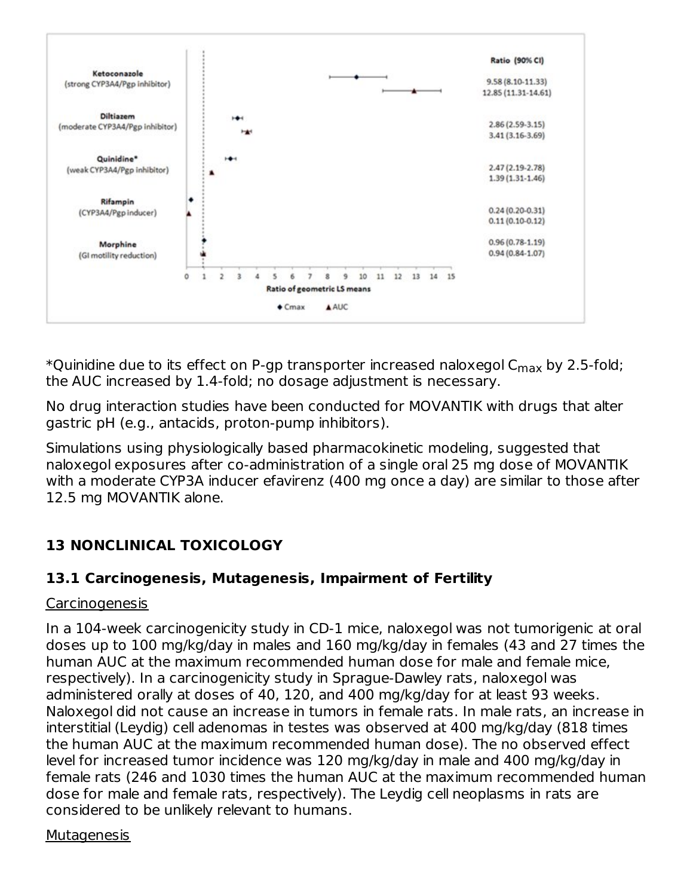| Interacting drug | Parameter | Ratio (90% CI) |
|---|---|---|
| Ketoconazole (strong CYP3A4/Pgp inhibitor) | Cmax | 9.58 (8.10-11.33) |
| | AUC | 12.85 (11.31-14.61) |
| Diltiazem (moderate CYP3A4/Pgp inhibitor) | Cmax | 2.86 (2.59-3.15) |
| | AUC | 3.41 (3.16-3.69) |
| Quinidine* (weak CYP3A4/Pgp inhibitor) | Cmax | 2.47 (2.19-2.78) |
| | AUC | 1.39 (1.31-1.46) |
| Rifampin (CYP3A4/Pgp inducer) | Cmax | 0.24 (0.20-0.31) |
| | AUC | 0.11 (0.10-0.12) |
| Morphine (GI motility reduction) | Cmax | 0.96 (0.78-1.19) |
| | AUC | 0.94 (0.84-1.07) |

Ratio of geometric LS means

*Quinidine due to its effect on P-gp transporter increased naloxegol $C_{max}$ by 2.5-fold; the AUC increased by 1.4-fold; no dosage adjustment is necessary.

No drug interaction studies have been conducted for MOVANTIK with drugs that alter gastric pH (e.g., antacids, proton-pump inhibitors).

Simulations using physiologically based pharmacokinetic modeling, suggested that naloxegol exposures after co-administration of a single oral 25 mg dose of MOVANTIK with a moderate CYP3A inducer efavirenz (400 mg once a day) are similar to those after 12.5 mg MOVANTIK alone.

## 13 NONCLINICAL TOXICOLOGY

### 13.1 Carcinogenesis, Mutagenesis, Impairment of Fertility

Carcinogenesis

In a 104-week carcinogenicity study in CD-1 mice, naloxegol was not tumorigenic at oral doses up to 100 mg/kg/day in males and 160 mg/kg/day in females (43 and 27 times the human AUC at the maximum recommended human dose for male and female mice, respectively). In a carcinogenicity study in Sprague-Dawley rats, naloxegol was administered orally at doses of 40, 120, and 400 mg/kg/day for at least 93 weeks. Naloxegol did not cause an increase in tumors in female rats. In male rats, an increase in interstitial (Leydig) cell adenomas in testes was observed at 400 mg/kg/day (818 times the human AUC at the maximum recommended human dose). The no observed effect level for increased tumor incidence was 120 mg/kg/day in male and 400 mg/kg/day in female rats (246 and 1030 times the human AUC at the maximum recommended human dose for male and female rats, respectively). The Leydig cell neoplasms in rats are considered to be unlikely relevant to humans.

Mutagenesis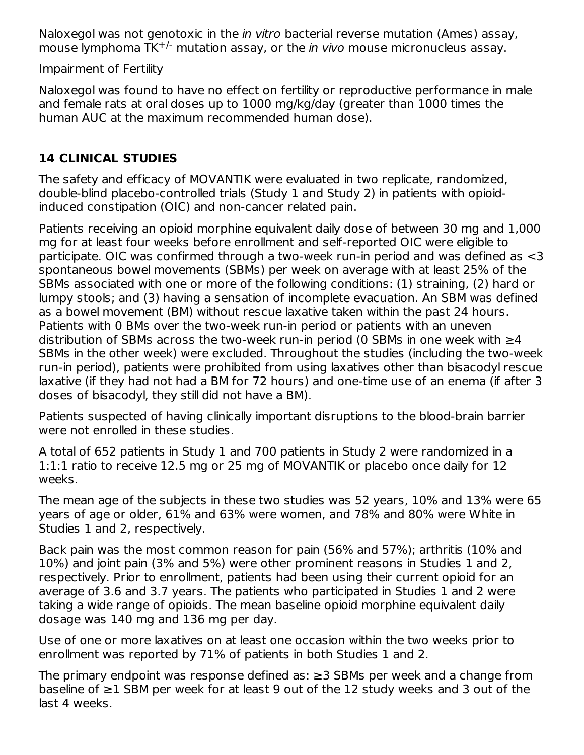Naloxegol was not genotoxic in the *in vitro* bacterial reverse mutation (Ames) assay, mouse lymphoma $TK^{+/-}$ mutation assay, or the *in vivo* mouse micronucleus assay.

Impairment of Fertility

Naloxegol was found to have no effect on fertility or reproductive performance in male and female rats at oral doses up to 1000 mg/kg/day (greater than 1000 times the human AUC at the maximum recommended human dose).

## 14 CLINICAL STUDIES

The safety and efficacy of MOVANTIK were evaluated in two replicate, randomized, double-blind placebo-controlled trials (Study 1 and Study 2) in patients with opioid-induced constipation (OIC) and non-cancer related pain.

Patients receiving an opioid morphine equivalent daily dose of between 30 mg and 1,000 mg for at least four weeks before enrollment and self-reported OIC were eligible to participate. OIC was confirmed through a two-week run-in period and was defined as <3 spontaneous bowel movements (SBMs) per week on average with at least 25% of the SBMs associated with one or more of the following conditions: (1) straining, (2) hard or lumpy stools; and (3) having a sensation of incomplete evacuation. An SBM was defined as a bowel movement (BM) without rescue laxative taken within the past 24 hours. Patients with 0 BMs over the two-week run-in period or patients with an uneven distribution of SBMs across the two-week run-in period (0 SBMs in one week with ≥4 SBMs in the other week) were excluded. Throughout the studies (including the two-week run-in period), patients were prohibited from using laxatives other than bisacodyl rescue laxative (if they had not had a BM for 72 hours) and one-time use of an enema (if after 3 doses of bisacodyl, they still did not have a BM).

Patients suspected of having clinically important disruptions to the blood-brain barrier were not enrolled in these studies.

A total of 652 patients in Study 1 and 700 patients in Study 2 were randomized in a 1:1:1 ratio to receive 12.5 mg or 25 mg of MOVANTIK or placebo once daily for 12 weeks.

The mean age of the subjects in these two studies was 52 years, 10% and 13% were 65 years of age or older, 61% and 63% were women, and 78% and 80% were White in Studies 1 and 2, respectively.

Back pain was the most common reason for pain (56% and 57%); arthritis (10% and 10%) and joint pain (3% and 5%) were other prominent reasons in Studies 1 and 2, respectively. Prior to enrollment, patients had been using their current opioid for an average of 3.6 and 3.7 years. The patients who participated in Studies 1 and 2 were taking a wide range of opioids. The mean baseline opioid morphine equivalent daily dosage was 140 mg and 136 mg per day.

Use of one or more laxatives on at least one occasion within the two weeks prior to enrollment was reported by 71% of patients in both Studies 1 and 2.

The primary endpoint was response defined as: ≥3 SBMs per week and a change from baseline of ≥1 SBM per week for at least 9 out of the 12 study weeks and 3 out of the last 4 weeks.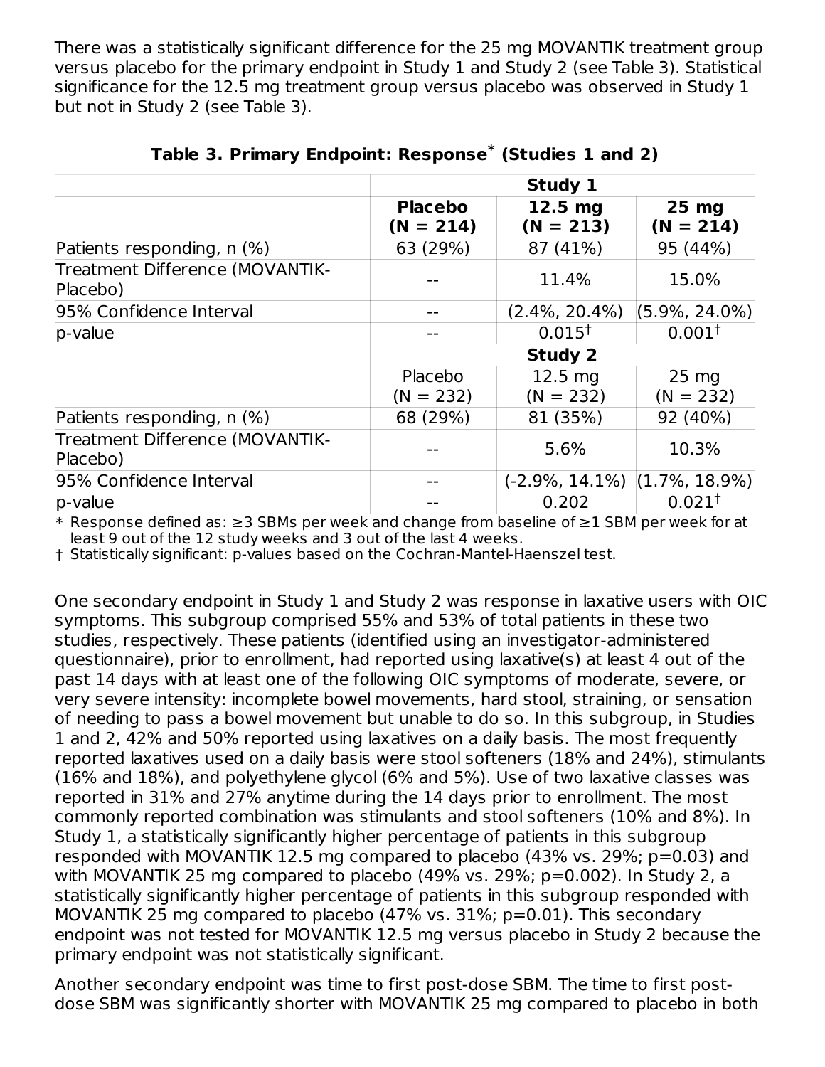There was a statistically significant difference for the 25 mg MOVANTIK treatment group versus placebo for the primary endpoint in Study 1 and Study 2 (see Table 3). Statistical significance for the 12.5 mg treatment group versus placebo was observed in Study 1 but not in Study 2 (see Table 3).

**Table 3. Primary Endpoint: Response* (Studies 1 and 2)**

| | **Study 1** | | |
|---|---|---|---|
| | **Placebo (N = 214)** | **12.5 mg (N = 213)** | **25 mg (N = 214)** |
| Patients responding, n (%) | 63 (29%) | 87 (41%) | 95 (44%) |
| Treatment Difference (MOVANTIK-Placebo) | -- | 11.4% | 15.0% |
| 95% Confidence Interval | -- | (2.4%, 20.4%) | (5.9%, 24.0%) |
| p-value | -- | 0.015† | 0.001† |
| | **Study 2** | | |
| | Placebo (N = 232) | 12.5 mg (N = 232) | 25 mg (N = 232) |
| Patients responding, n (%) | 68 (29%) | 81 (35%) | 92 (40%) |
| Treatment Difference (MOVANTIK-Placebo) | -- | 5.6% | 10.3% |
| 95% Confidence Interval | -- | (-2.9%, 14.1%) | (1.7%, 18.9%) |
| p-value | -- | 0.202 | 0.021† |

\* Response defined as: ≥3 SBMs per week and change from baseline of ≥1 SBM per week for at least 9 out of the 12 study weeks and 3 out of the last 4 weeks.

† Statistically significant: p-values based on the Cochran-Mantel-Haenszel test.

One secondary endpoint in Study 1 and Study 2 was response in laxative users with OIC symptoms. This subgroup comprised 55% and 53% of total patients in these two studies, respectively. These patients (identified using an investigator-administered questionnaire), prior to enrollment, had reported using laxative(s) at least 4 out of the past 14 days with at least one of the following OIC symptoms of moderate, severe, or very severe intensity: incomplete bowel movements, hard stool, straining, or sensation of needing to pass a bowel movement but unable to do so. In this subgroup, in Studies 1 and 2, 42% and 50% reported using laxatives on a daily basis. The most frequently reported laxatives used on a daily basis were stool softeners (18% and 24%), stimulants (16% and 18%), and polyethylene glycol (6% and 5%). Use of two laxative classes was reported in 31% and 27% anytime during the 14 days prior to enrollment. The most commonly reported combination was stimulants and stool softeners (10% and 8%). In Study 1, a statistically significantly higher percentage of patients in this subgroup responded with MOVANTIK 12.5 mg compared to placebo (43% vs. 29%; p=0.03) and with MOVANTIK 25 mg compared to placebo (49% vs. 29%; p=0.002). In Study 2, a statistically significantly higher percentage of patients in this subgroup responded with MOVANTIK 25 mg compared to placebo (47% vs. 31%; p=0.01). This secondary endpoint was not tested for MOVANTIK 12.5 mg versus placebo in Study 2 because the primary endpoint was not statistically significant.

Another secondary endpoint was time to first post-dose SBM. The time to first post-dose SBM was significantly shorter with MOVANTIK 25 mg compared to placebo in both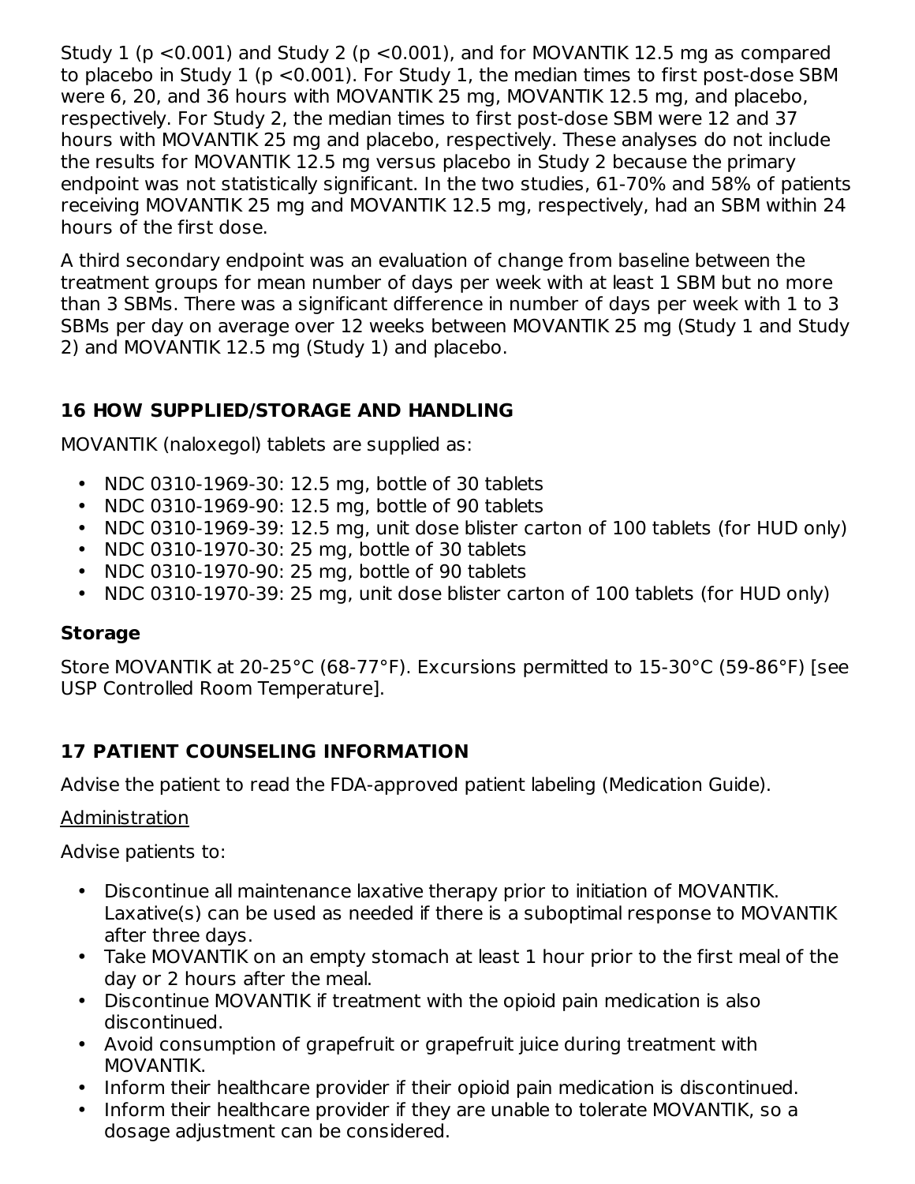Study 1 ($p < 0.001$) and Study 2 ($p < 0.001$), and for MOVANTIK 12.5 mg as compared to placebo in Study 1 ($p < 0.001$). For Study 1, the median times to first post-dose SBM were 6, 20, and 36 hours with MOVANTIK 25 mg, MOVANTIK 12.5 mg, and placebo, respectively. For Study 2, the median times to first post-dose SBM were 12 and 37 hours with MOVANTIK 25 mg and placebo, respectively. These analyses do not include the results for MOVANTIK 12.5 mg versus placebo in Study 2 because the primary endpoint was not statistically significant. In the two studies, 61-70% and 58% of patients receiving MOVANTIK 25 mg and MOVANTIK 12.5 mg, respectively, had an SBM within 24 hours of the first dose.

A third secondary endpoint was an evaluation of change from baseline between the treatment groups for mean number of days per week with at least 1 SBM but no more than 3 SBMs. There was a significant difference in number of days per week with 1 to 3 SBMs per day on average over 12 weeks between MOVANTIK 25 mg (Study 1 and Study 2) and MOVANTIK 12.5 mg (Study 1) and placebo.

## 16 HOW SUPPLIED/STORAGE AND HANDLING

MOVANTIK (naloxegol) tablets are supplied as:

- NDC 0310-1969-30: 12.5 mg, bottle of 30 tablets
- NDC 0310-1969-90: 12.5 mg, bottle of 90 tablets
- NDC 0310-1969-39: 12.5 mg, unit dose blister carton of 100 tablets (for HUD only)
- NDC 0310-1970-30: 25 mg, bottle of 30 tablets
- NDC 0310-1970-90: 25 mg, bottle of 90 tablets
- NDC 0310-1970-39: 25 mg, unit dose blister carton of 100 tablets (for HUD only)

### Storage

Store MOVANTIK at 20-25°C (68-77°F). Excursions permitted to 15-30°C (59-86°F) [see USP Controlled Room Temperature].

## 17 PATIENT COUNSELING INFORMATION

Advise the patient to read the FDA-approved patient labeling (Medication Guide).

Administration

Advise patients to:

- Discontinue all maintenance laxative therapy prior to initiation of MOVANTIK. Laxative(s) can be used as needed if there is a suboptimal response to MOVANTIK after three days.
- Take MOVANTIK on an empty stomach at least 1 hour prior to the first meal of the day or 2 hours after the meal.
- Discontinue MOVANTIK if treatment with the opioid pain medication is also discontinued.
- Avoid consumption of grapefruit or grapefruit juice during treatment with MOVANTIK.
- Inform their healthcare provider if their opioid pain medication is discontinued.
- Inform their healthcare provider if they are unable to tolerate MOVANTIK, so a dosage adjustment can be considered.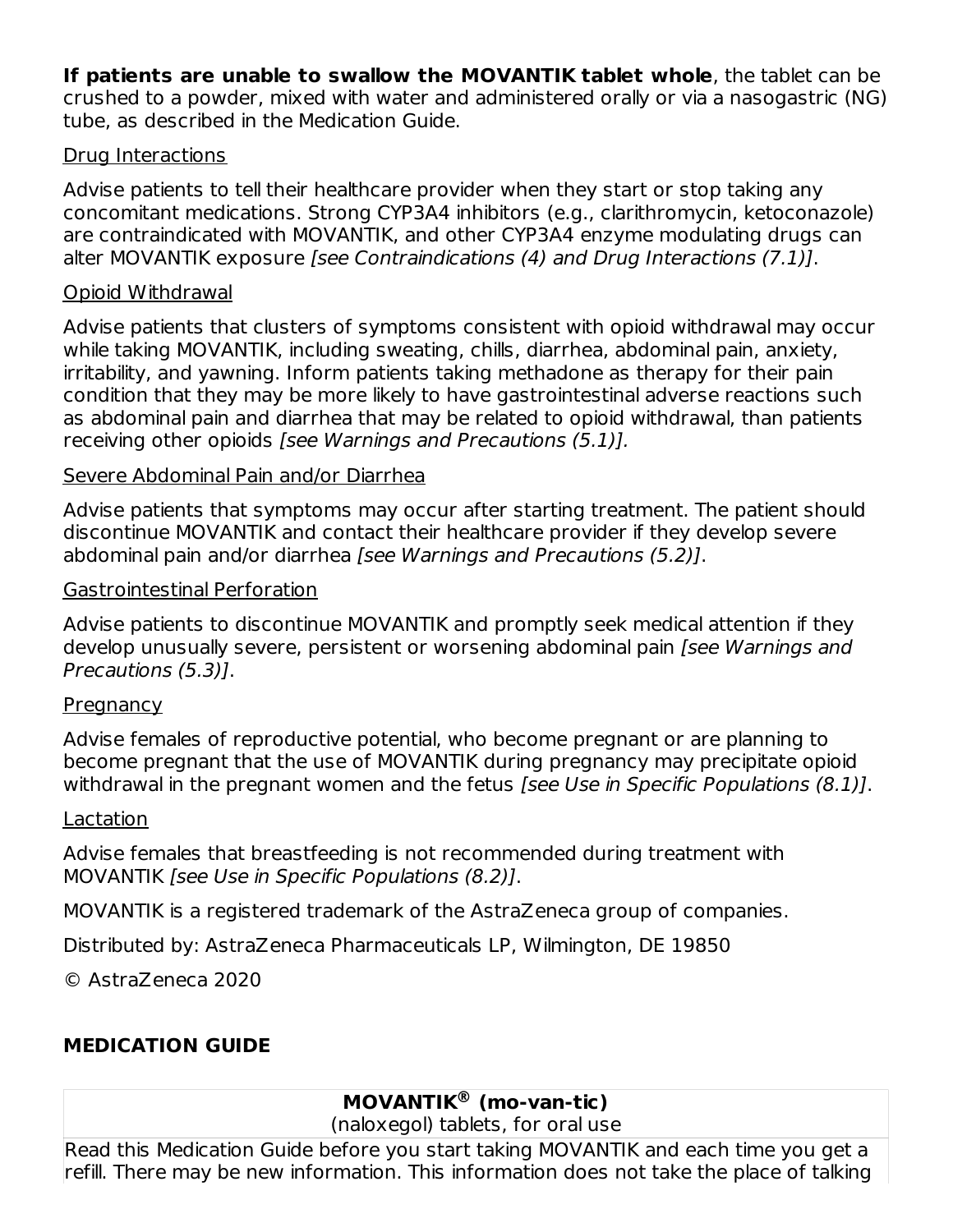**If patients are unable to swallow the MOVANTIK tablet whole**, the tablet can be crushed to a powder, mixed with water and administered orally or via a nasogastric (NG) tube, as described in the Medication Guide.

Drug Interactions

Advise patients to tell their healthcare provider when they start or stop taking any concomitant medications. Strong CYP3A4 inhibitors (e.g., clarithromycin, ketoconazole) are contraindicated with MOVANTIK, and other CYP3A4 enzyme modulating drugs can alter MOVANTIK exposure *[see Contraindications (4) and Drug Interactions (7.1)]*.

Opioid Withdrawal

Advise patients that clusters of symptoms consistent with opioid withdrawal may occur while taking MOVANTIK, including sweating, chills, diarrhea, abdominal pain, anxiety, irritability, and yawning. Inform patients taking methadone as therapy for their pain condition that they may be more likely to have gastrointestinal adverse reactions such as abdominal pain and diarrhea that may be related to opioid withdrawal, than patients receiving other opioids *[see Warnings and Precautions (5.1)].*

Severe Abdominal Pain and/or Diarrhea

Advise patients that symptoms may occur after starting treatment. The patient should discontinue MOVANTIK and contact their healthcare provider if they develop severe abdominal pain and/or diarrhea *[see Warnings and Precautions (5.2)]*.

Gastrointestinal Perforation

Advise patients to discontinue MOVANTIK and promptly seek medical attention if they develop unusually severe, persistent or worsening abdominal pain *[see Warnings and Precautions (5.3)]*.

Pregnancy

Advise females of reproductive potential, who become pregnant or are planning to become pregnant that the use of MOVANTIK during pregnancy may precipitate opioid withdrawal in the pregnant women and the fetus *[see Use in Specific Populations (8.1)]*.

Lactation

Advise females that breastfeeding is not recommended during treatment with MOVANTIK *[see Use in Specific Populations (8.2)]*.

MOVANTIK is a registered trademark of the AstraZeneca group of companies.

Distributed by: AstraZeneca Pharmaceuticals LP, Wilmington, DE 19850

© AstraZeneca 2020

## MEDICATION GUIDE

| **MOVANTIK® (mo-van-tic)**<br>(naloxegol) tablets, for oral use |
|---|
| Read this Medication Guide before you start taking MOVANTIK and each time you get a refill. There may be new information. This information does not take the place of talking |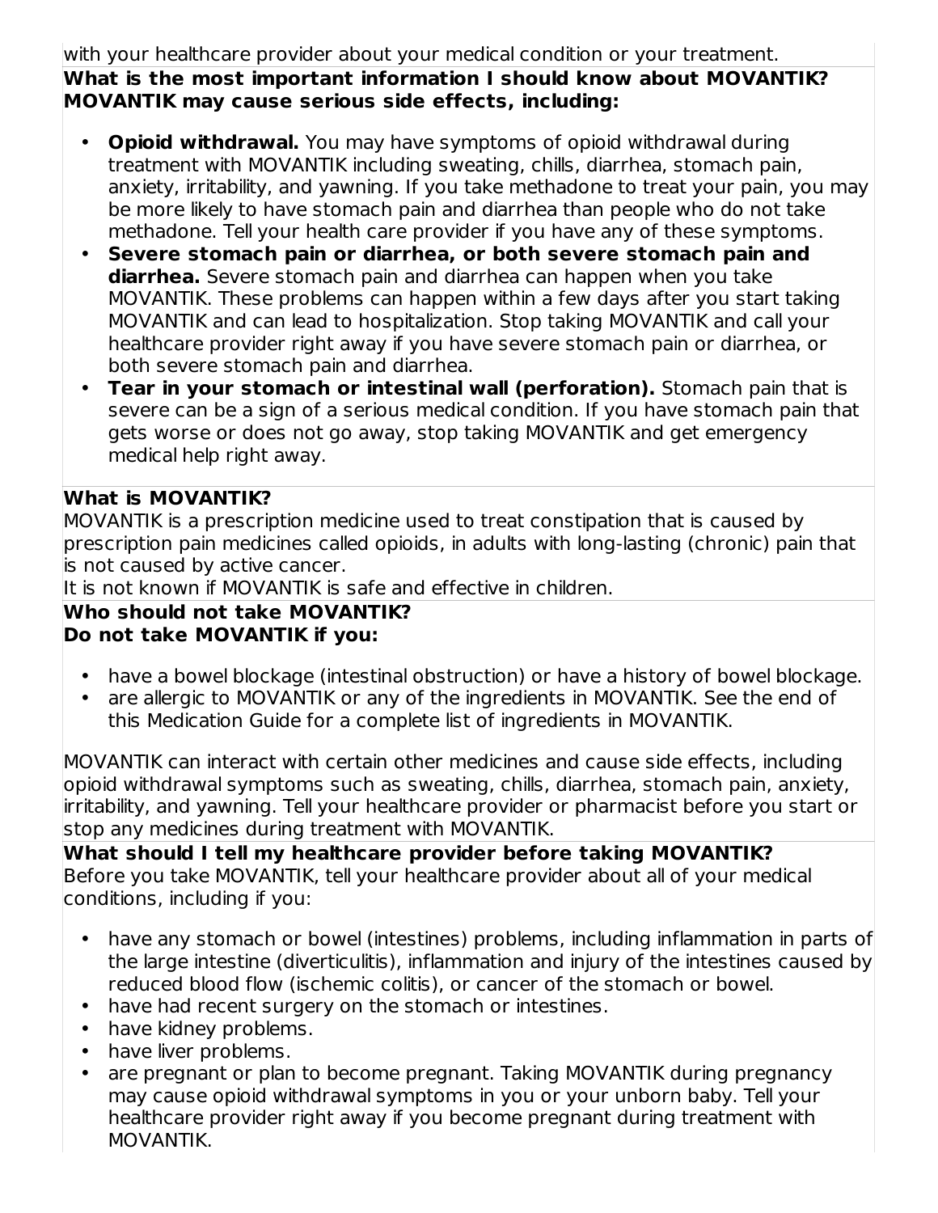with your healthcare provider about your medical condition or your treatment.

**What is the most important information I should know about MOVANTIK?**
**MOVANTIK may cause serious side effects, including:**

- **Opioid withdrawal.** You may have symptoms of opioid withdrawal during treatment with MOVANTIK including sweating, chills, diarrhea, stomach pain, anxiety, irritability, and yawning. If you take methadone to treat your pain, you may be more likely to have stomach pain and diarrhea than people who do not take methadone. Tell your health care provider if you have any of these symptoms.
- **Severe stomach pain or diarrhea, or both severe stomach pain and diarrhea.** Severe stomach pain and diarrhea can happen when you take MOVANTIK. These problems can happen within a few days after you start taking MOVANTIK and can lead to hospitalization. Stop taking MOVANTIK and call your healthcare provider right away if you have severe stomach pain or diarrhea, or both severe stomach pain and diarrhea.
- **Tear in your stomach or intestinal wall (perforation).** Stomach pain that is severe can be a sign of a serious medical condition. If you have stomach pain that gets worse or does not go away, stop taking MOVANTIK and get emergency medical help right away.

**What is MOVANTIK?**

MOVANTIK is a prescription medicine used to treat constipation that is caused by prescription pain medicines called opioids, in adults with long-lasting (chronic) pain that is not caused by active cancer.

It is not known if MOVANTIK is safe and effective in children.

**Who should not take MOVANTIK?**
**Do not take MOVANTIK if you:**

- have a bowel blockage (intestinal obstruction) or have a history of bowel blockage.
- are allergic to MOVANTIK or any of the ingredients in MOVANTIK. See the end of this Medication Guide for a complete list of ingredients in MOVANTIK.

MOVANTIK can interact with certain other medicines and cause side effects, including opioid withdrawal symptoms such as sweating, chills, diarrhea, stomach pain, anxiety, irritability, and yawning. Tell your healthcare provider or pharmacist before you start or stop any medicines during treatment with MOVANTIK.

**What should I tell my healthcare provider before taking MOVANTIK?**

Before you take MOVANTIK, tell your healthcare provider about all of your medical conditions, including if you:

- have any stomach or bowel (intestines) problems, including inflammation in parts of the large intestine (diverticulitis), inflammation and injury of the intestines caused by reduced blood flow (ischemic colitis), or cancer of the stomach or bowel.
- have had recent surgery on the stomach or intestines.
- have kidney problems.
- have liver problems.
- are pregnant or plan to become pregnant. Taking MOVANTIK during pregnancy may cause opioid withdrawal symptoms in you or your unborn baby. Tell your healthcare provider right away if you become pregnant during treatment with MOVANTIK.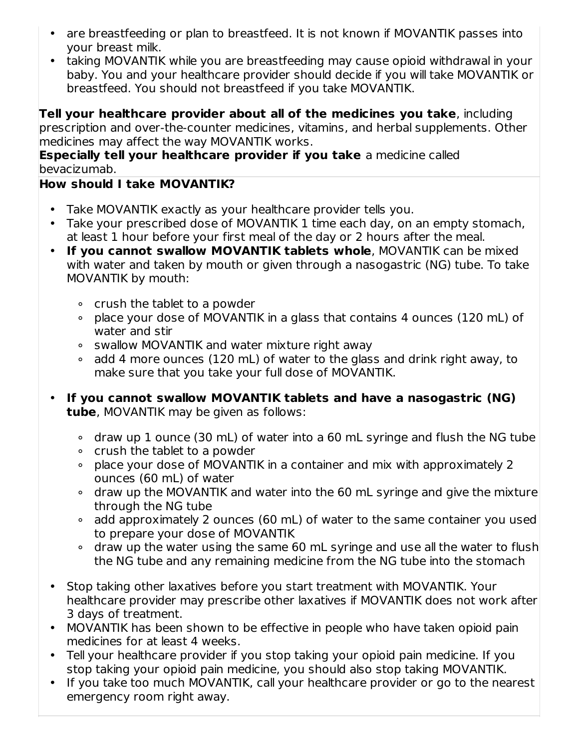- are breastfeeding or plan to breastfeed. It is not known if MOVANTIK passes into your breast milk.
- taking MOVANTIK while you are breastfeeding may cause opioid withdrawal in your baby. You and your healthcare provider should decide if you will take MOVANTIK or breastfeed. You should not breastfeed if you take MOVANTIK.

**Tell your healthcare provider about all of the medicines you take**, including prescription and over-the-counter medicines, vitamins, and herbal supplements. Other medicines may affect the way MOVANTIK works.
**Especially tell your healthcare provider if you take** a medicine called bevacizumab.

**How should I take MOVANTIK?**

- Take MOVANTIK exactly as your healthcare provider tells you.
- Take your prescribed dose of MOVANTIK 1 time each day, on an empty stomach, at least 1 hour before your first meal of the day or 2 hours after the meal.
- **If you cannot swallow MOVANTIK tablets whole**, MOVANTIK can be mixed with water and taken by mouth or given through a nasogastric (NG) tube. To take MOVANTIK by mouth:
    - crush the tablet to a powder
    - place your dose of MOVANTIK in a glass that contains 4 ounces (120 mL) of water and stir
    - swallow MOVANTIK and water mixture right away
    - add 4 more ounces (120 mL) of water to the glass and drink right away, to make sure that you take your full dose of MOVANTIK.
- **If you cannot swallow MOVANTIK tablets and have a nasogastric (NG) tube**, MOVANTIK may be given as follows:
    - draw up 1 ounce (30 mL) of water into a 60 mL syringe and flush the NG tube
    - crush the tablet to a powder
    - place your dose of MOVANTIK in a container and mix with approximately 2 ounces (60 mL) of water
    - draw up the MOVANTIK and water into the 60 mL syringe and give the mixture through the NG tube
    - add approximately 2 ounces (60 mL) of water to the same container you used to prepare your dose of MOVANTIK
    - draw up the water using the same 60 mL syringe and use all the water to flush the NG tube and any remaining medicine from the NG tube into the stomach
- Stop taking other laxatives before you start treatment with MOVANTIK. Your healthcare provider may prescribe other laxatives if MOVANTIK does not work after 3 days of treatment.
- MOVANTIK has been shown to be effective in people who have taken opioid pain medicines for at least 4 weeks.
- Tell your healthcare provider if you stop taking your opioid pain medicine. If you stop taking your opioid pain medicine, you should also stop taking MOVANTIK.
- If you take too much MOVANTIK, call your healthcare provider or go to the nearest emergency room right away.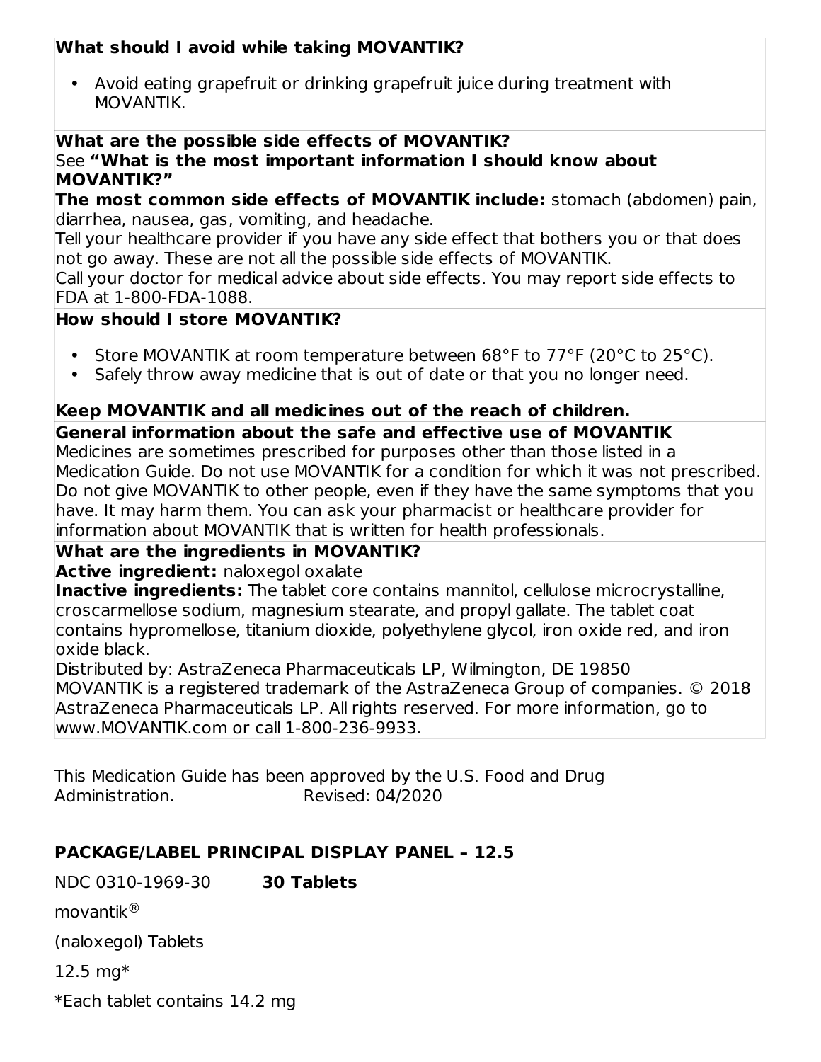**What should I avoid while taking MOVANTIK?**

- Avoid eating grapefruit or drinking grapefruit juice during treatment with MOVANTIK.

**What are the possible side effects of MOVANTIK?**

See **"What is the most important information I should know about MOVANTIK?"**

**The most common side effects of MOVANTIK include:** stomach (abdomen) pain, diarrhea, nausea, gas, vomiting, and headache.

Tell your healthcare provider if you have any side effect that bothers you or that does not go away. These are not all the possible side effects of MOVANTIK.

Call your doctor for medical advice about side effects. You may report side effects to FDA at 1-800-FDA-1088.

**How should I store MOVANTIK?**

- Store MOVANTIK at room temperature between 68°F to 77°F (20°C to 25°C).
- Safely throw away medicine that is out of date or that you no longer need.

**Keep MOVANTIK and all medicines out of the reach of children.**

**General information about the safe and effective use of MOVANTIK**

Medicines are sometimes prescribed for purposes other than those listed in a Medication Guide. Do not use MOVANTIK for a condition for which it was not prescribed. Do not give MOVANTIK to other people, even if they have the same symptoms that you have. It may harm them. You can ask your pharmacist or healthcare provider for information about MOVANTIK that is written for health professionals.

**What are the ingredients in MOVANTIK?**

**Active ingredient:** naloxegol oxalate

**Inactive ingredients:** The tablet core contains mannitol, cellulose microcrystalline, croscarmellose sodium, magnesium stearate, and propyl gallate. The tablet coat contains hypromellose, titanium dioxide, polyethylene glycol, iron oxide red, and iron oxide black.

Distributed by: AstraZeneca Pharmaceuticals LP, Wilmington, DE 19850

MOVANTIK is a registered trademark of the AstraZeneca Group of companies. © 2018 AstraZeneca Pharmaceuticals LP. All rights reserved. For more information, go to www.MOVANTIK.com or call 1-800-236-9933.

This Medication Guide has been approved by the U.S. Food and Drug Administration. Revised: 04/2020

## PACKAGE/LABEL PRINCIPAL DISPLAY PANEL – 12.5

NDC 0310-1969-30 **30 Tablets**

movantik®

(naloxegol) Tablets

12.5 mg*

*Each tablet contains 14.2 mg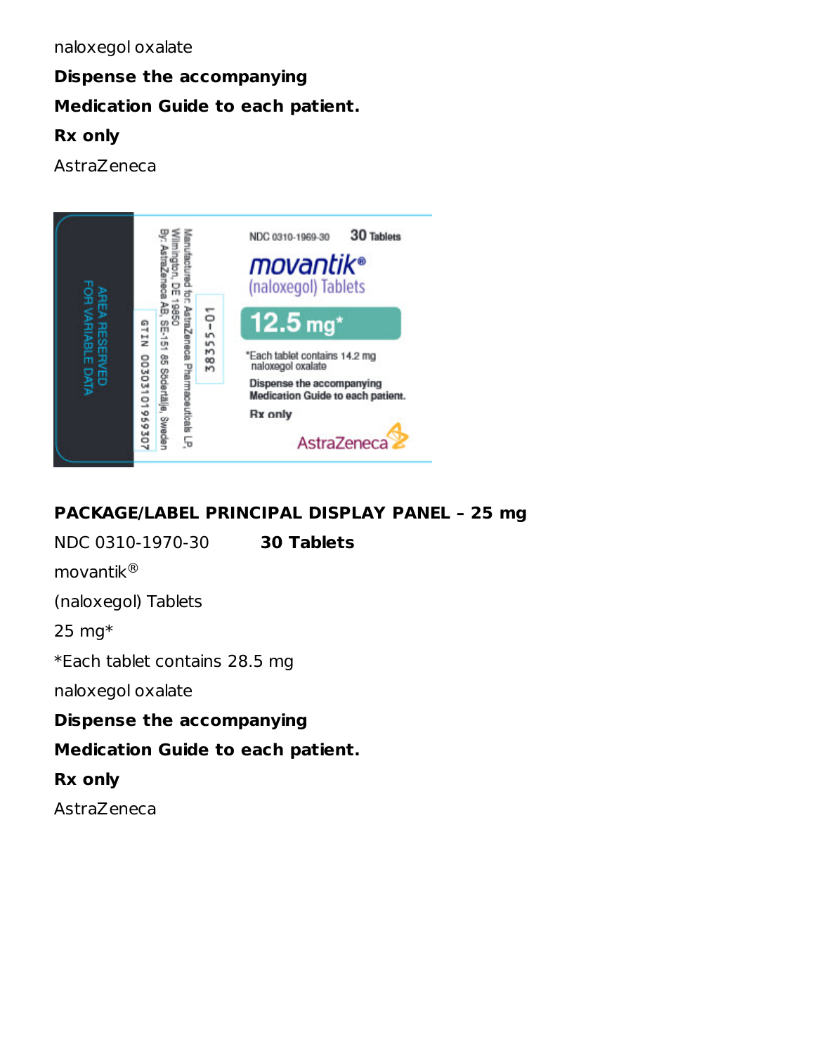naloxegol oxalate

**Dispense the accompanying**

**Medication Guide to each patient.**

**Rx only**

AstraZeneca

AREA RESERVED FOR VARIABLE DATA

GTIN 00303101969307

By: AstraZeneca AB, SE-151 85 Södertälje, Sweden

Manufactured for: AstraZeneca Pharmaceuticals LP, Wilmington, DE 19850

38355-01

NDC 0310-1969-30 **30 Tablets**

movantik®

(naloxegol) Tablets

**12.5 mg***

*Each tablet contains 14.2 mg naloxegol oxalate

**Dispense the accompanying Medication Guide to each patient.**

**Rx only**

AstraZeneca

**PACKAGE/LABEL PRINCIPAL DISPLAY PANEL – 25 mg**

NDC 0310-1970-30 **30 Tablets**

movantik®

(naloxegol) Tablets

25 mg*

*Each tablet contains 28.5 mg

naloxegol oxalate

**Dispense the accompanying**

**Medication Guide to each patient.**

**Rx only**

AstraZeneca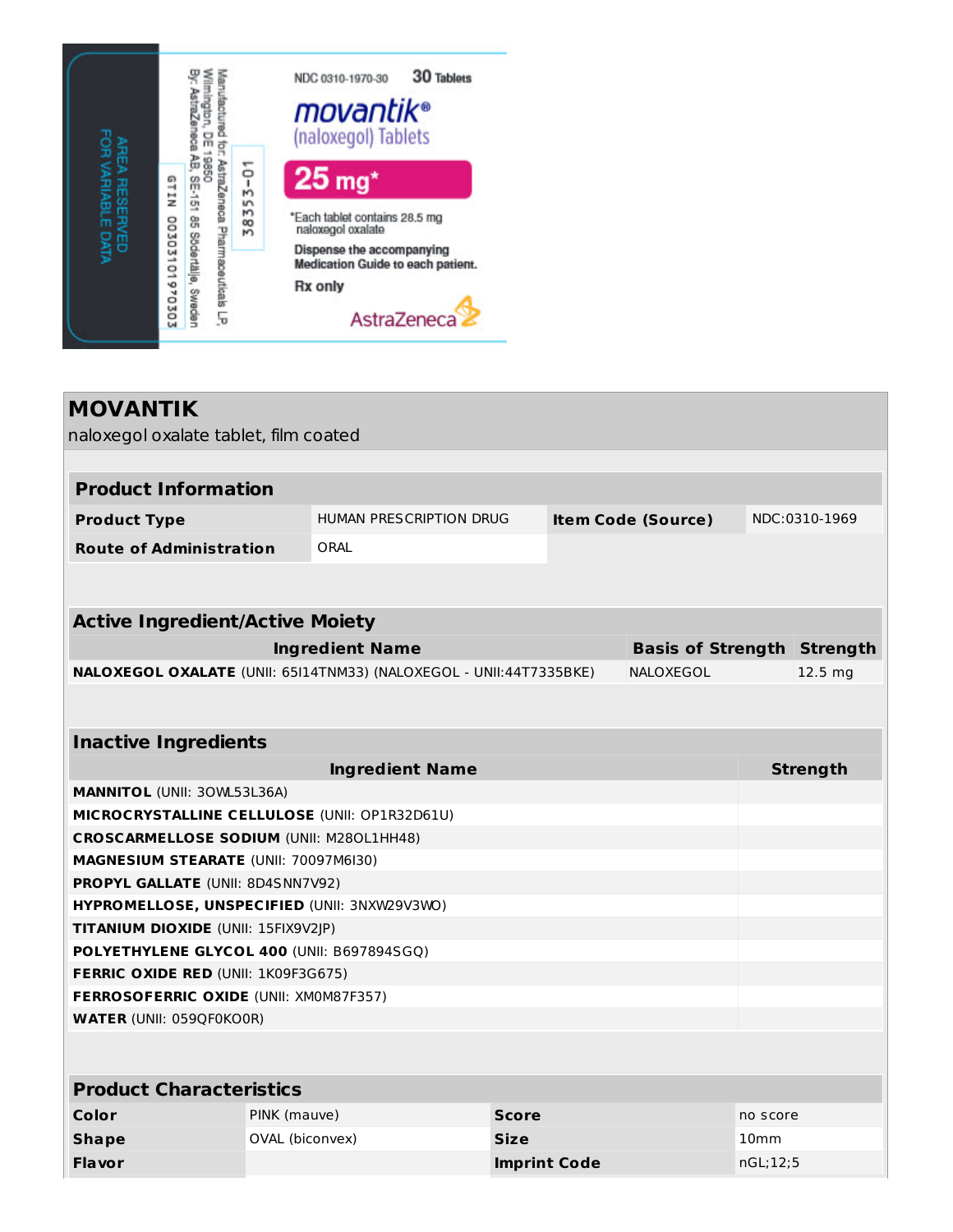AREA RESERVED FOR VARIABLE DATA

Manufactured for: AstraZeneca Pharmaceuticals LP, Wilmington, DE 19850
By: AstraZeneca AB, SE-151 85 Södertälje, Sweden

38353-01

GTIN 00303101970303

NDC 0310-1970-30 30 Tablets

movantik®
(naloxegol) Tablets

25 mg*

*Each tablet contains 28.5 mg naloxegol oxalate

Dispense the accompanying Medication Guide to each patient.

Rx only

AstraZeneca

# MOVANTIK

naloxegol oxalate tablet, film coated

## Product Information

| | | | |
|---|---|---|---|
| **Product Type** | HUMAN PRESCRIPTION DRUG | **Item Code (Source)** | NDC:0310-1969 |
| **Route of Administration** | ORAL | | |

## Active Ingredient/Active Moiety

| Ingredient Name | Basis of Strength | Strength |
|---|---|---|
| **NALOXEGOL OXALATE** (UNII: 65I14TNM33) (NALOXEGOL - UNII:44T7335BKE) | NALOXEGOL | 12.5 mg |

## Inactive Ingredients

| Ingredient Name | Strength |
|---|---|
| **MANNITOL** (UNII: 3OWL53L36A) | |
| **MICROCRYSTALLINE CELLULOSE** (UNII: OP1R32D61U) | |
| **CROSCARMELLOSE SODIUM** (UNII: M28OL1HH48) | |
| **MAGNESIUM STEARATE** (UNII: 70097M6I30) | |
| **PROPYL GALLATE** (UNII: 8D4SNN7V92) | |
| **HYPROMELLOSE, UNSPECIFIED** (UNII: 3NXW29V3WO) | |
| **TITANIUM DIOXIDE** (UNII: 15FIX9V2JP) | |
| **POLYETHYLENE GLYCOL 400** (UNII: B697894SGQ) | |
| **FERRIC OXIDE RED** (UNII: 1K09F3G675) | |
| **FERROSOFERRIC OXIDE** (UNII: XM0M87F357) | |
| **WATER** (UNII: 059QF0KO0R) | |

## Product Characteristics

| | | | |
|---|---|---|---|
| **Color** | PINK (mauve) | **Score** | no score |
| **Shape** | OVAL (biconvex) | **Size** | 10mm |
| **Flavor** | | **Imprint Code** | nGL;12;5 |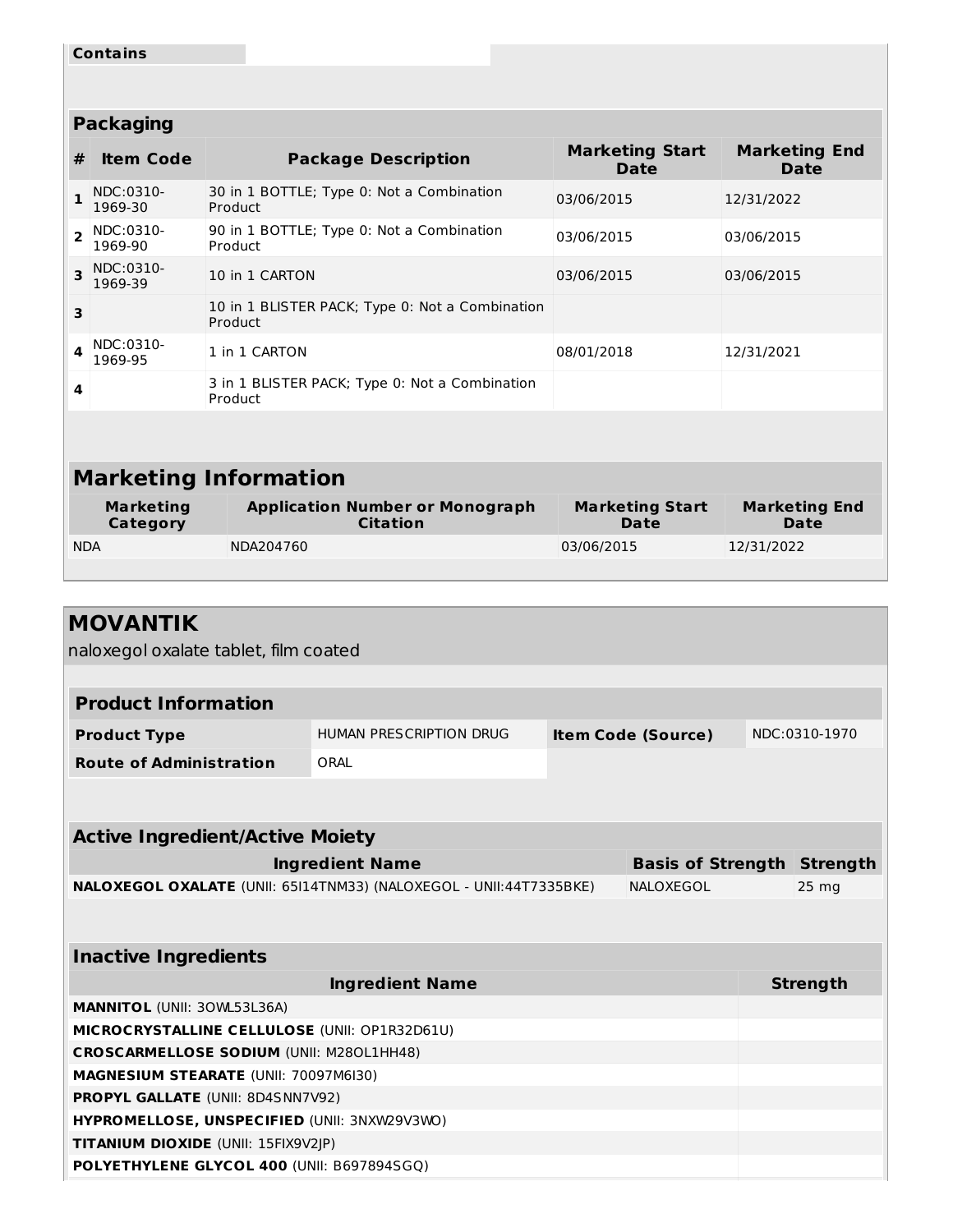| **Contains** | |
|---|---|

### Packaging

| # | Item Code | Package Description | Marketing Start Date | Marketing End Date |
|---|---|---|---|---|
| 1 | NDC:0310-1969-30 | 30 in 1 BOTTLE; Type 0: Not a Combination Product | 03/06/2015 | 12/31/2022 |
| 2 | NDC:0310-1969-90 | 90 in 1 BOTTLE; Type 0: Not a Combination Product | 03/06/2015 | 03/06/2015 |
| 3 | NDC:0310-1969-39 | 10 in 1 CARTON | 03/06/2015 | 03/06/2015 |
| 3 | | 10 in 1 BLISTER PACK; Type 0: Not a Combination Product | | |
| 4 | NDC:0310-1969-95 | 1 in 1 CARTON | 08/01/2018 | 12/31/2021 |
| 4 | | 3 in 1 BLISTER PACK; Type 0: Not a Combination Product | | |

## Marketing Information

| Marketing Category | Application Number or Monograph Citation | Marketing Start Date | Marketing End Date |
|---|---|---|---|
| NDA | NDA204760 | 03/06/2015 | 12/31/2022 |

# MOVANTIK

naloxegol oxalate tablet, film coated

### Product Information

| | | | |
|---|---|---|---|
| **Product Type** | HUMAN PRESCRIPTION DRUG | **Item Code (Source)** | NDC:0310-1970 |
| **Route of Administration** | ORAL | | |

### Active Ingredient/Active Moiety

| Ingredient Name | Basis of Strength | Strength |
|---|---|---|
| **NALOXEGOL OXALATE** (UNII: 65I14TNM33) (NALOXEGOL - UNII:44T7335BKE) | NALOXEGOL | 25 mg |

### Inactive Ingredients

| Ingredient Name | Strength |
|---|---|
| **MANNITOL** (UNII: 3OWL53L36A) | |
| **MICROCRYSTALLINE CELLULOSE** (UNII: OP1R32D61U) | |
| **CROSCARMELLOSE SODIUM** (UNII: M28OL1HH48) | |
| **MAGNESIUM STEARATE** (UNII: 70097M6I30) | |
| **PROPYL GALLATE** (UNII: 8D4SNN7V92) | |
| **HYPROMELLOSE, UNSPECIFIED** (UNII: 3NXW29V3WO) | |
| **TITANIUM DIOXIDE** (UNII: 15FIX9V2JP) | |
| **POLYETHYLENE GLYCOL 400** (UNII: B697894SGQ) | |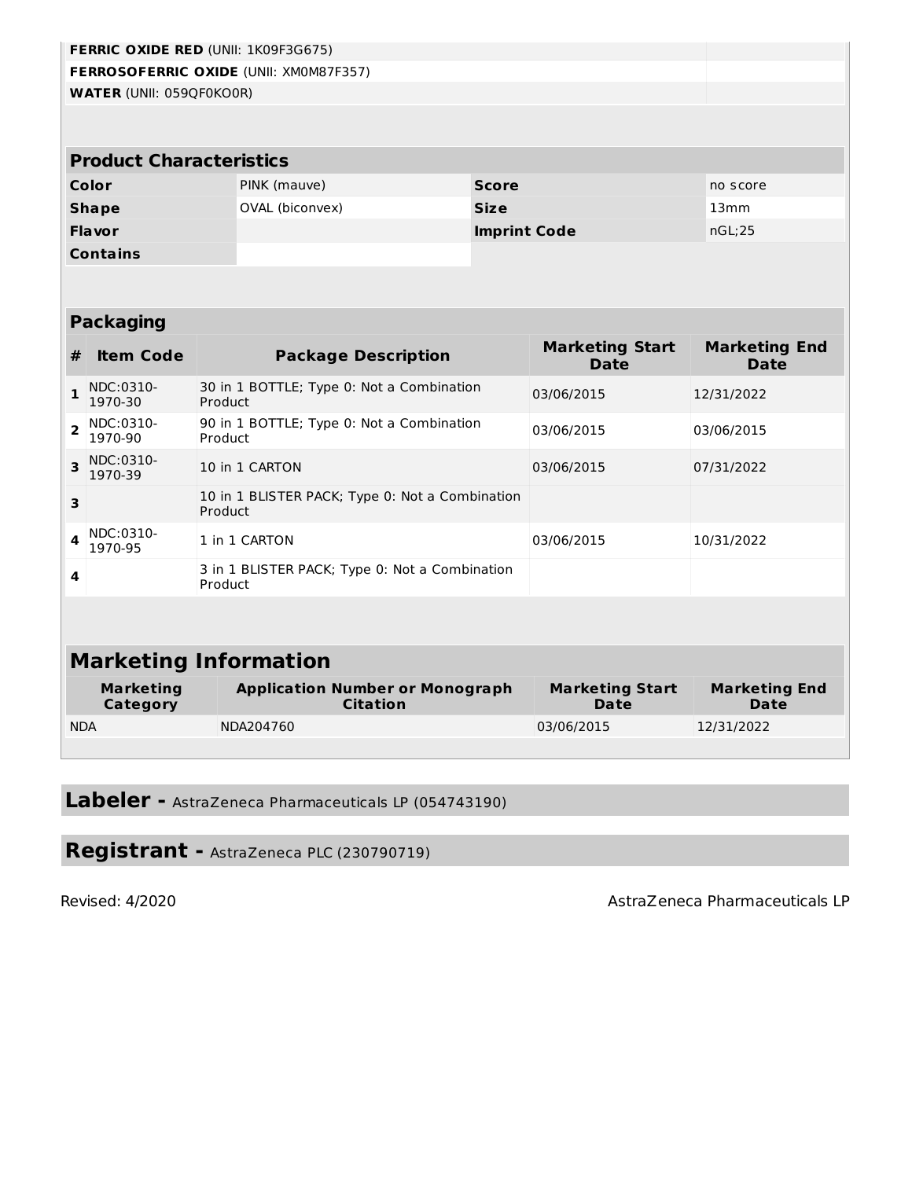| | |
|---|---|
| **FERRIC OXIDE RED** (UNII: 1K09F3G675) | |
| **FERROSOFERRIC OXIDE** (UNII: XM0M87F357) | |
| **WATER** (UNII: 059QF0KO0R) | |

| Product Characteristics | | | |
|---|---|---|---|
| **Color** | PINK (mauve) | **Score** | no score |
| **Shape** | OVAL (biconvex) | **Size** | 13mm |
| **Flavor** | | **Imprint Code** | nGL;25 |
| **Contains** | | | |

## Packaging

| # | Item Code | Package Description | Marketing Start Date | Marketing End Date |
|---|---|---|---|---|
| 1 | NDC:0310-1970-30 | 30 in 1 BOTTLE; Type 0: Not a Combination Product | 03/06/2015 | 12/31/2022 |
| 2 | NDC:0310-1970-90 | 90 in 1 BOTTLE; Type 0: Not a Combination Product | 03/06/2015 | 03/06/2015 |
| 3 | NDC:0310-1970-39 | 10 in 1 CARTON | 03/06/2015 | 07/31/2022 |
| 3 | | 10 in 1 BLISTER PACK; Type 0: Not a Combination Product | | |
| 4 | NDC:0310-1970-95 | 1 in 1 CARTON | 03/06/2015 | 10/31/2022 |
| 4 | | 3 in 1 BLISTER PACK; Type 0: Not a Combination Product | | |

## Marketing Information

| Marketing Category | Application Number or Monograph Citation | Marketing Start Date | Marketing End Date |
|---|---|---|---|
| NDA | NDA204760 | 03/06/2015 | 12/31/2022 |

## Labeler - AstraZeneca Pharmaceuticals LP (054743190)

## Registrant - AstraZeneca PLC (230790719)

Revised: 4/2020 AstraZeneca Pharmaceuticals LP